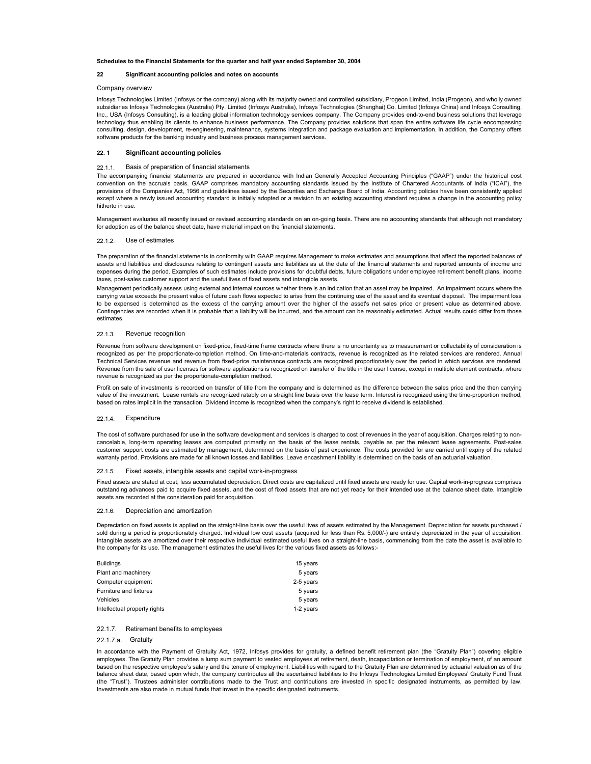**Schedules to the Financial Statements for the quarter and half year ended September 30, 2004**

## 22 Significant accounting policies and notes on accounts

Company overview

Infosys Technologies Limited (Infosys or the company) along with its majority owned and controlled subsidiary, Progeon Limited, India (Progeon), and wholly owned subsidiaries Infosys Technologies (Australia) Pty. Limited (Infosys Australia), Infosys Technologies (Shanghai) Co. Limited (Infosys China) and Infosys Consulting, Inc., USA (Infosys Consulting), is a leading global information technology services company. The Company provides end-to-end business solutions that leverage technology thus enabling its clients to enhance business performance. The Company provides solutions that span the entire software life cycle encompassing consulting, design, development, re-engineering, maintenance, systems integration and package evaluation and implementation. In addition, the Company offers software products for the banking industry and business process management services.

### 22. 1 Significant accounting policies

#### 22.1.1. Basis of preparation of financial statements

The accompanying financial statements are prepared in accordance with Indian Generally Accepted Accounting Principles ("GAAP") under the historical cost convention on the accruals basis. GAAP comprises mandatory accounting standards issued by the Institute of Chartered Accountants of India ("ICAI"), the provisions of the Companies Act, 1956 and guidelines issued by the Securities and Exchange Board of India. Accounting policies have been consistently applied except where a newly issued accounting standard is initially adopted or a revision to an existing accounting standard requires a change in the accounting policy hitherto in use.

Management evaluates all recently issued or revised accounting standards on an on-going basis. There are no accounting standards that although not mandatory for adoption as of the balance sheet date, have material impact on the financial statements.

#### 22.1.2. Use of estimates

The preparation of the financial statements in conformity with GAAP requires Management to make estimates and assumptions that affect the reported balances of assets and liabilities and disclosures relating to contingent assets and liabilities as at the date of the financial statements and reported amounts of income and expenses during the period. Examples of such estimates include provisions for doubtful debts, future obligations under employee retirement benefit plans, income taxes, post-sales customer support and the useful lives of fixed assets and intangible assets.

Management periodically assess using external and internal sources whether there is an indication that an asset may be impaired. An impairment occurs where the carrying value exceeds the present value of future cash flows expected to arise from the continuing use of the asset and its eventual disposal. The impairment loss to be expensed is determined as the excess of the carrying amount over the higher of the asset's net sales price or present value as determined above. Contingencies are recorded when it is probable that a liability will be incurred, and the amount can be reasonably estimated. Actual results could differ from those estimates.

#### 22.1.3. Revenue recognition

Revenue from software development on fixed-price, fixed-time frame contracts where there is no uncertainty as to measurement or collectability of consideration is recognized as per the proportionate-completion method. On time-and-materials contracts, revenue is recognized as the related services are rendered. Annual Technical Services revenue and revenue from fixed-price maintenance contracts are recognized proportionately over the period in which services are rendered. Revenue from the sale of user licenses for software applications is recognized on transfer of the title in the user license, except in multiple element contracts, where revenue is recognized as per the proportionate-completion method.

Profit on sale of investments is recorded on transfer of title from the company and is determined as the difference between the sales price and the then carrying value of the investment. Lease rentals are recognized ratably on a straight line basis over the lease term. Interest is recognized using the time-proportion method, based on rates implicit in the transaction. Dividend income is recognized when the company's right to receive dividend is established.

#### 22.1.4. Expenditure

The cost of software purchased for use in the software development and services is charged to cost of revenues in the year of acquisition. Charges relating to non-cancelable, long-term operating leases are computed primarily on the basis of the lease rentals, payable as per the relevant lease agreements. Post-sales customer support costs are estimated by management, determined on the basis of past experience. The costs provided for are carried until expiry of the related warranty period. Provisions are made for all known losses and liabilities. Leave encashment liability is determined on the basis of an actuarial valuation.

#### 22.1.5. Fixed assets, intangible assets and capital work-in-progress

Fixed assets are stated at cost, less accumulated depreciation. Direct costs are capitalized until fixed assets are ready for use. Capital work-in-progress comprises outstanding advances paid to acquire fixed assets, and the cost of fixed assets that are not yet ready for their intended use at the balance sheet date. Intangible assets are recorded at the consideration paid for acquisition.

#### 22.1.6. Depreciation and amortization

Depreciation on fixed assets is applied on the straight-line basis over the useful lives of assets estimated by the Management. Depreciation for assets purchased / sold during a period is proportionately charged. Individual low cost assets (acquired for less than Rs. 5,000/-) are entirely depreciated in the year of acquisition. Intangible assets are amortized over their respective individual estimated useful lives on a straight-line basis, commencing from the date the asset is available to the company for its use. The management estimates the useful lives for the various fixed assets as follows:-

| | |
|---|---|
| Buildings | 15 years |
| Plant and machinery | 5 years |
| Computer equipment | 2-5 years |
| Furniture and fixtures | 5 years |
| Vehicles | 5 years |
| Intellectual property rights | 1-2 years |

#### 22.1.7. Retirement benefits to employees

##### 22.1.7.a. Gratuity

In accordance with the Payment of Gratuity Act, 1972, Infosys provides for gratuity, a defined benefit retirement plan (the "Gratuity Plan") covering eligible employees. The Gratuity Plan provides a lump sum payment to vested employees at retirement, death, incapacitation or termination of employment, of an amount based on the respective employee's salary and the tenure of employment. Liabilities with regard to the Gratuity Plan are determined by actuarial valuation as of the balance sheet date, based upon which, the company contributes all the ascertained liabilities to the Infosys Technologies Limited Employees' Gratuity Fund Trust (the "Trust"). Trustees administer contributions made to the Trust and contributions are invested in specific designated instruments, as permitted by law. Investments are also made in mutual funds that invest in the specific designated instruments.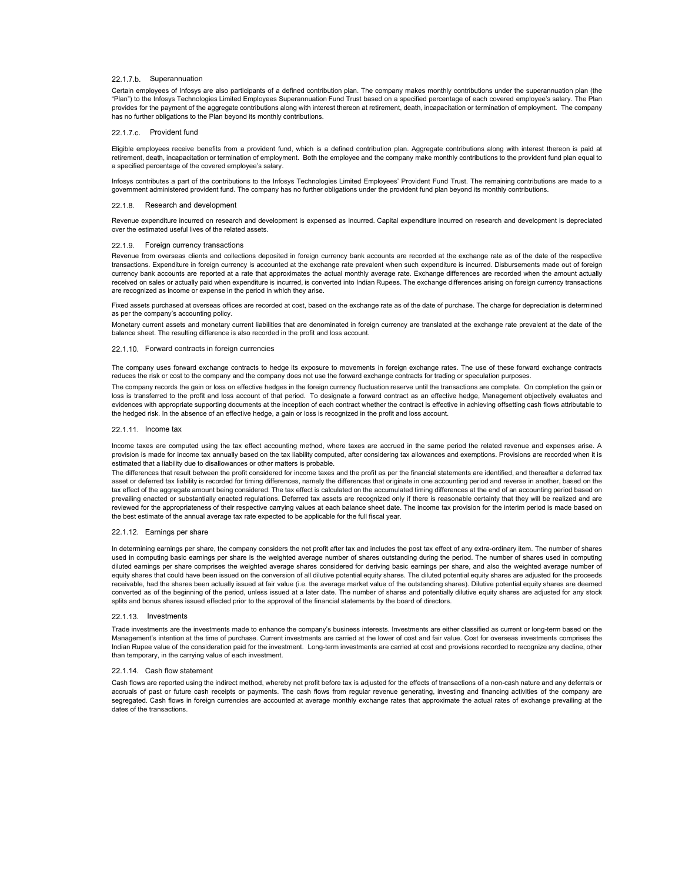#### 22.1.7.b. Superannuation

Certain employees of Infosys are also participants of a defined contribution plan. The company makes monthly contributions under the superannuation plan (the "Plan") to the Infosys Technologies Limited Employees Superannuation Fund Trust based on a specified percentage of each covered employee's salary. The Plan provides for the payment of the aggregate contributions along with interest thereon at retirement, death, incapacitation or termination of employment. The company has no further obligations to the Plan beyond its monthly contributions.

#### 22.1.7.c. Provident fund

Eligible employees receive benefits from a provident fund, which is a defined contribution plan. Aggregate contributions along with interest thereon is paid at retirement, death, incapacitation or termination of employment. Both the employee and the company make monthly contributions to the provident fund plan equal to a specified percentage of the covered employee's salary.

Infosys contributes a part of the contributions to the Infosys Technologies Limited Employees' Provident Fund Trust. The remaining contributions are made to a government administered provident fund. The company has no further obligations under the provident fund plan beyond its monthly contributions.

### 22.1.8. Research and development

Revenue expenditure incurred on research and development is expensed as incurred. Capital expenditure incurred on research and development is depreciated over the estimated useful lives of the related assets.

### 22.1.9. Foreign currency transactions

Revenue from overseas clients and collections deposited in foreign currency bank accounts are recorded at the exchange rate as of the date of the respective transactions. Expenditure in foreign currency is accounted at the exchange rate prevalent when such expenditure is incurred. Disbursements made out of foreign currency bank accounts are reported at a rate that approximates the actual monthly average rate. Exchange differences are recorded when the amount actually received on sales or actually paid when expenditure is incurred, is converted into Indian Rupees. The exchange differences arising on foreign currency transactions are recognized as income or expense in the period in which they arise.

Fixed assets purchased at overseas offices are recorded at cost, based on the exchange rate as of the date of purchase. The charge for depreciation is determined as per the company's accounting policy.

Monetary current assets and monetary current liabilities that are denominated in foreign currency are translated at the exchange rate prevalent at the date of the balance sheet. The resulting difference is also recorded in the profit and loss account.

### 22.1.10. Forward contracts in foreign currencies

The company uses forward exchange contracts to hedge its exposure to movements in foreign exchange rates. The use of these forward exchange contracts reduces the risk or cost to the company and the company does not use the forward exchange contracts for trading or speculation purposes.

The company records the gain or loss on effective hedges in the foreign currency fluctuation reserve until the transactions are complete. On completion the gain or loss is transferred to the profit and loss account of that period. To designate a forward contract as an effective hedge, Management objectively evaluates and evidences with appropriate supporting documents at the inception of each contract whether the contract is effective in achieving offsetting cash flows attributable to the hedged risk. In the absence of an effective hedge, a gain or loss is recognized in the profit and loss account.

### 22.1.11. Income tax

Income taxes are computed using the tax effect accounting method, where taxes are accrued in the same period the related revenue and expenses arise. A provision is made for income tax annually based on the tax liability computed, after considering tax allowances and exemptions. Provisions are recorded when it is estimated that a liability due to disallowances or other matters is probable.

The differences that result between the profit considered for income taxes and the profit as per the financial statements are identified, and thereafter a deferred tax asset or deferred tax liability is recorded for timing differences, namely the differences that originate in one accounting period and reverse in another, based on the tax effect of the aggregate amount being considered. The tax effect is calculated on the accumulated timing differences at the end of an accounting period based on prevailing enacted or substantially enacted regulations. Deferred tax assets are recognized only if there is reasonable certainty that they will be realized and are reviewed for the appropriateness of their respective carrying values at each balance sheet date. The income tax provision for the interim period is made based on the best estimate of the annual average tax rate expected to be applicable for the full fiscal year.

### 22.1.12. Earnings per share

In determining earnings per share, the company considers the net profit after tax and includes the post tax effect of any extra-ordinary item. The number of shares used in computing basic earnings per share is the weighted average number of shares outstanding during the period. The number of shares used in computing diluted earnings per share comprises the weighted average shares considered for deriving basic earnings per share, and also the weighted average number of equity shares that could have been issued on the conversion of all dilutive potential equity shares. The diluted potential equity shares are adjusted for the proceeds receivable, had the shares been actually issued at fair value (i.e. the average market value of the outstanding shares). Dilutive potential equity shares are deemed converted as of the beginning of the period, unless issued at a later date. The number of shares and potentially dilutive equity shares are adjusted for any stock splits and bonus shares issued effected prior to the approval of the financial statements by the board of directors.

### 22.1.13. Investments

Trade investments are the investments made to enhance the company's business interests. Investments are either classified as current or long-term based on the Management's intention at the time of purchase. Current investments are carried at the lower of cost and fair value. Cost for overseas investments comprises the Indian Rupee value of the consideration paid for the investment. Long-term investments are carried at cost and provisions recorded to recognize any decline, other than temporary, in the carrying value of each investment.

### 22.1.14. Cash flow statement

Cash flows are reported using the indirect method, whereby net profit before tax is adjusted for the effects of transactions of a non-cash nature and any deferrals or accruals of past or future cash receipts or payments. The cash flows from regular revenue generating, investing and financing activities of the company are segregated. Cash flows in foreign currencies are accounted at average monthly exchange rates that approximate the actual rates of exchange prevailing at the dates of the transactions.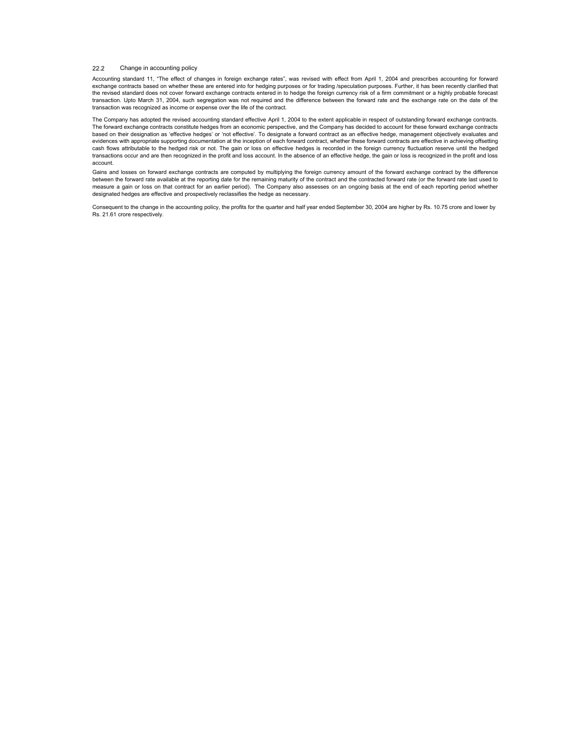### 22.2 Change in accounting policy

Accounting standard 11, "The effect of changes in foreign exchange rates", was revised with effect from April 1, 2004 and prescribes accounting for forward exchange contracts based on whether these are entered into for hedging purposes or for trading /speculation purposes. Further, it has been recently clarified that the revised standard does not cover forward exchange contracts entered in to hedge the foreign currency risk of a firm commitment or a highly probable forecast transaction. Upto March 31, 2004, such segregation was not required and the difference between the forward rate and the exchange rate on the date of the transaction was recognized as income or expense over the life of the contract.

The Company has adopted the revised accounting standard effective April 1, 2004 to the extent applicable in respect of outstanding forward exchange contracts. The forward exchange contracts constitute hedges from an economic perspective, and the Company has decided to account for these forward exchange contracts based on their designation as 'effective hedges' or 'not effective'. To designate a forward contract as an effective hedge, management objectively evaluates and evidences with appropriate supporting documentation at the inception of each forward contract, whether these forward contracts are effective in achieving offsetting cash flows attributable to the hedged risk or not. The gain or loss on effective hedges is recorded in the foreign currency fluctuation reserve until the hedged transactions occur and are then recognized in the profit and loss account. In the absence of an effective hedge, the gain or loss is recognized in the profit and loss account.

Gains and losses on forward exchange contracts are computed by multiplying the foreign currency amount of the forward exchange contract by the difference between the forward rate available at the reporting date for the remaining maturity of the contract and the contracted forward rate (or the forward rate last used to measure a gain or loss on that contract for an earlier period). The Company also assesses on an ongoing basis at the end of each reporting period whether designated hedges are effective and prospectively reclassifies the hedge as necessary.

Consequent to the change in the accounting policy, the profits for the quarter and half year ended September 30, 2004 are higher by Rs. 10.75 crore and lower by Rs. 21.61 crore respectively.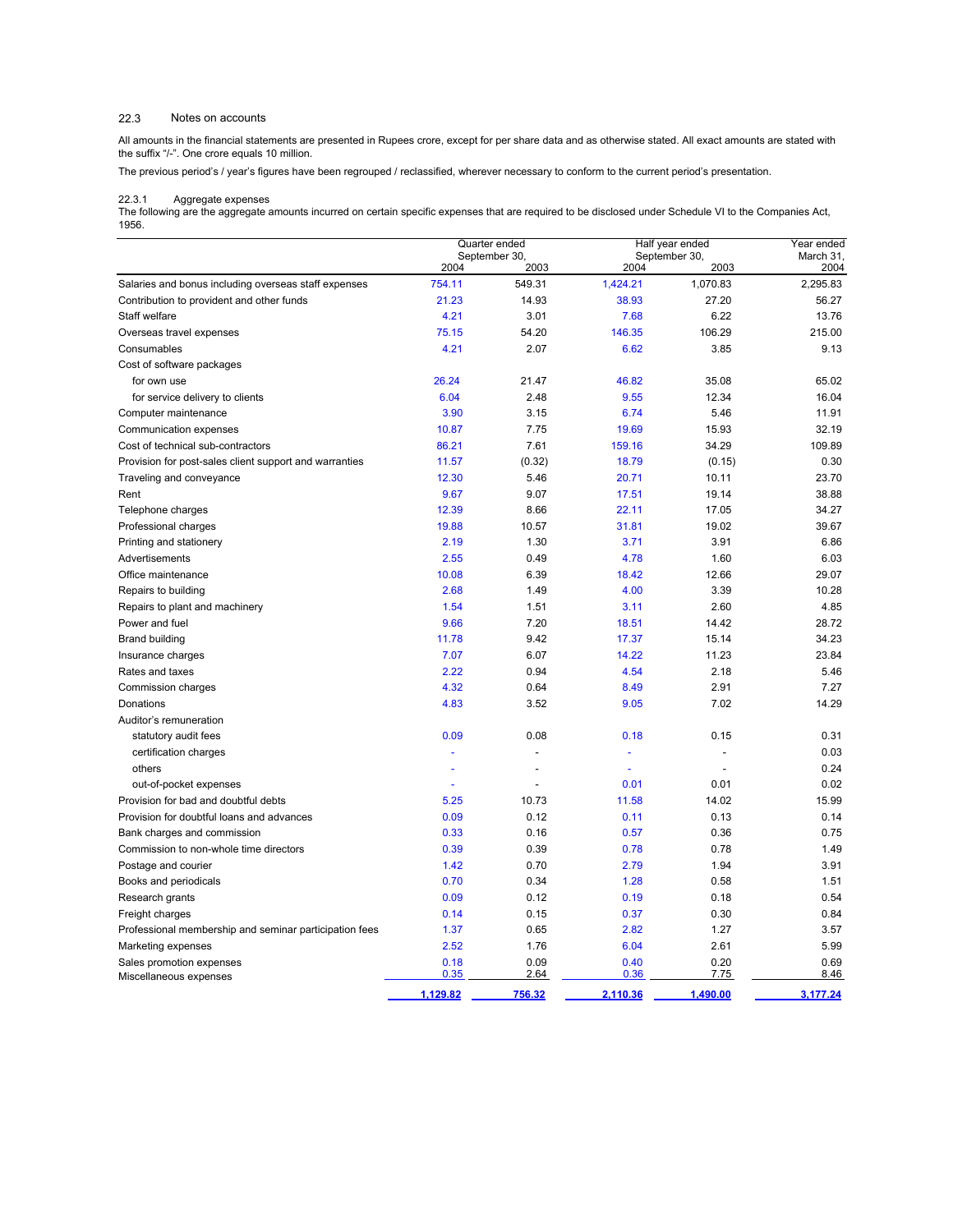### 22.3 Notes on accounts

All amounts in the financial statements are presented in Rupees crore, except for per share data and as otherwise stated. All exact amounts are stated with the suffix "/-". One crore equals 10 million.

The previous period's / year's figures have been regrouped / reclassified, wherever necessary to conform to the current period's presentation.

#### 22.3.1 Aggregate expenses

The following are the aggregate amounts incurred on certain specific expenses that are required to be disclosed under Schedule VI to the Companies Act, 1956.

| | Quarter ended September 30, | | Half year ended September 30, | | Year ended March 31, |
|---|---|---|---|---|---|
| | 2004 | 2003 | 2004 | 2003 | 2004 |
| Salaries and bonus including overseas staff expenses | 754.11 | 549.31 | 1,424.21 | 1,070.83 | 2,295.83 |
| Contribution to provident and other funds | 21.23 | 14.93 | 38.93 | 27.20 | 56.27 |
| Staff welfare | 4.21 | 3.01 | 7.68 | 6.22 | 13.76 |
| Overseas travel expenses | 75.15 | 54.20 | 146.35 | 106.29 | 215.00 |
| Consumables | 4.21 | 2.07 | 6.62 | 3.85 | 9.13 |
| Cost of software packages | | | | | |
| for own use | 26.24 | 21.47 | 46.82 | 35.08 | 65.02 |
| for service delivery to clients | 6.04 | 2.48 | 9.55 | 12.34 | 16.04 |
| Computer maintenance | 3.90 | 3.15 | 6.74 | 5.46 | 11.91 |
| Communication expenses | 10.87 | 7.75 | 19.69 | 15.93 | 32.19 |
| Cost of technical sub-contractors | 86.21 | 7.61 | 159.16 | 34.29 | 109.89 |
| Provision for post-sales client support and warranties | 11.57 | (0.32) | 18.79 | (0.15) | 0.30 |
| Traveling and conveyance | 12.30 | 5.46 | 20.71 | 10.11 | 23.70 |
| Rent | 9.67 | 9.07 | 17.51 | 19.14 | 38.88 |
| Telephone charges | 12.39 | 8.66 | 22.11 | 17.05 | 34.27 |
| Professional charges | 19.88 | 10.57 | 31.81 | 19.02 | 39.67 |
| Printing and stationery | 2.19 | 1.30 | 3.71 | 3.91 | 6.86 |
| Advertisements | 2.55 | 0.49 | 4.78 | 1.60 | 6.03 |
| Office maintenance | 10.08 | 6.39 | 18.42 | 12.66 | 29.07 |
| Repairs to building | 2.68 | 1.49 | 4.00 | 3.39 | 10.28 |
| Repairs to plant and machinery | 1.54 | 1.51 | 3.11 | 2.60 | 4.85 |
| Power and fuel | 9.66 | 7.20 | 18.51 | 14.42 | 28.72 |
| Brand building | 11.78 | 9.42 | 17.37 | 15.14 | 34.23 |
| Insurance charges | 7.07 | 6.07 | 14.22 | 11.23 | 23.84 |
| Rates and taxes | 2.22 | 0.94 | 4.54 | 2.18 | 5.46 |
| Commission charges | 4.32 | 0.64 | 8.49 | 2.91 | 7.27 |
| Donations | 4.83 | 3.52 | 9.05 | 7.02 | 14.29 |
| Auditor's remuneration | | | | | |
| statutory audit fees | 0.09 | 0.08 | 0.18 | 0.15 | 0.31 |
| certification charges | - | - | - | - | 0.03 |
| others | - | - | - | - | 0.24 |
| out-of-pocket expenses | - | - | 0.01 | 0.01 | 0.02 |
| Provision for bad and doubtful debts | 5.25 | 10.73 | 11.58 | 14.02 | 15.99 |
| Provision for doubtful loans and advances | 0.09 | 0.12 | 0.11 | 0.13 | 0.14 |
| Bank charges and commission | 0.33 | 0.16 | 0.57 | 0.36 | 0.75 |
| Commission to non-whole time directors | 0.39 | 0.39 | 0.78 | 0.78 | 1.49 |
| Postage and courier | 1.42 | 0.70 | 2.79 | 1.94 | 3.91 |
| Books and periodicals | 0.70 | 0.34 | 1.28 | 0.58 | 1.51 |
| Research grants | 0.09 | 0.12 | 0.19 | 0.18 | 0.54 |
| Freight charges | 0.14 | 0.15 | 0.37 | 0.30 | 0.84 |
| Professional membership and seminar participation fees | 1.37 | 0.65 | 2.82 | 1.27 | 3.57 |
| Marketing expenses | 2.52 | 1.76 | 6.04 | 2.61 | 5.99 |
| Sales promotion expenses | 0.18 | 0.09 | 0.40 | 0.20 | 0.69 |
| Miscellaneous expenses | 0.35 | 2.64 | 0.36 | 7.75 | 8.46 |
| | **1,129.82** | **756.32** | **2,110.36** | **1,490.00** | **3,177.24** |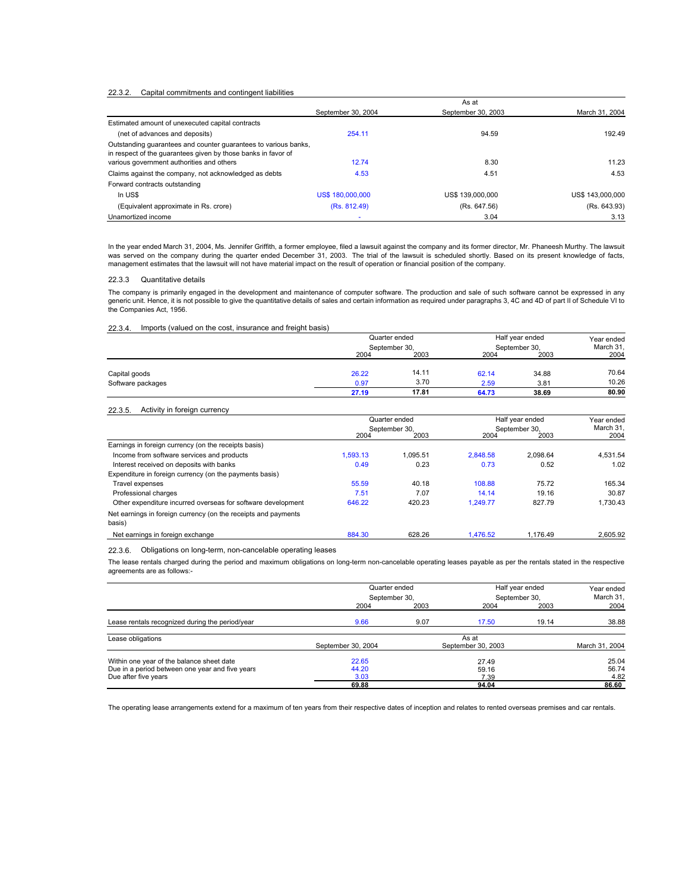22.3.2. Capital commitments and contingent liabilities

| | As at | | |
|---|---|---|---|
| | September 30, 2004 | September 30, 2003 | March 31, 2004 |
| Estimated amount of unexecuted capital contracts | | | |
| (net of advances and deposits) | 254.11 | 94.59 | 192.49 |
| Outstanding guarantees and counter guarantees to various banks, in respect of the guarantees given by those banks in favor of various government authorities and others | 12.74 | 8.30 | 11.23 |
| Claims against the company, not acknowledged as debts | 4.53 | 4.51 | 4.53 |
| Forward contracts outstanding | | | |
| In US$ | US$ 180,000,000 | US$ 139,000,000 | US$ 143,000,000 |
| (Equivalent approximate in Rs. crore) | (Rs. 812.49) | (Rs. 647.56) | (Rs. 643.93) |
| Unamortized income | - | 3.04 | 3.13 |

In the year ended March 31, 2004, Ms. Jennifer Griffith, a former employee, filed a lawsuit against the company and its former director, Mr. Phaneesh Murthy. The lawsuit was served on the company during the quarter ended December 31, 2003. The trial of the lawsuit is scheduled shortly. Based on its present knowledge of facts, management estimates that the lawsuit will not have material impact on the result of operation or financial position of the company.

22.3.3 Quantitative details

The company is primarily engaged in the development and maintenance of computer software. The production and sale of such software cannot be expressed in any generic unit. Hence, it is not possible to give the quantitative details of sales and certain information as required under paragraphs 3, 4C and 4D of part II of Schedule VI to the Companies Act, 1956.

22.3.4. Imports (valued on the cost, insurance and freight basis)

| | Quarter ended September 30, | | Half year ended September 30, | | Year ended March 31, |
|---|---|---|---|---|---|
| | 2004 | 2003 | 2004 | 2003 | 2004 |
| Capital goods | 26.22 | 14.11 | 62.14 | 34.88 | 70.64 |
| Software packages | 0.97 | 3.70 | 2.59 | 3.81 | 10.26 |
| | **27.19** | **17.81** | **64.73** | **38.69** | **80.90** |

22.3.5. Activity in foreign currency

| | Quarter ended September 30, | | Half year ended September 30, | | Year ended March 31, |
|---|---|---|---|---|---|
| | 2004 | 2003 | 2004 | 2003 | 2004 |
| Earnings in foreign currency (on the receipts basis) | | | | | |
| Income from software services and products | 1,593.13 | 1,095.51 | 2,848.58 | 2,098.64 | 4,531.54 |
| Interest received on deposits with banks | 0.49 | 0.23 | 0.73 | 0.52 | 1.02 |
| Expenditure in foreign currency (on the payments basis) | | | | | |
| Travel expenses | 55.59 | 40.18 | 108.88 | 75.72 | 165.34 |
| Professional charges | 7.51 | 7.07 | 14.14 | 19.16 | 30.87 |
| Other expenditure incurred overseas for software development | 646.22 | 420.23 | 1,249.77 | 827.79 | 1,730.43 |
| Net earnings in foreign currency (on the receipts and payments basis) | | | | | |
| Net earnings in foreign exchange | 884.30 | 628.26 | 1,476.52 | 1,176.49 | 2,605.92 |

22.3.6. Obligations on long-term, non-cancelable operating leases

The lease rentals charged during the period and maximum obligations on long-term non-cancelable operating leases payable as per the rentals stated in the respective agreements are as follows:-

| | Quarter ended September 30, | | Half year ended September 30, | | Year ended March 31, |
|---|---|---|---|---|---|
| | 2004 | 2003 | 2004 | 2003 | 2004 |
| Lease rentals recognized during the period/year | 9.66 | 9.07 | 17.50 | 19.14 | 38.88 |

| Lease obligations | As at | | |
|---|---|---|---|
| | September 30, 2004 | September 30, 2003 | March 31, 2004 |
| Within one year of the balance sheet date | 22.65 | 27.49 | 25.04 |
| Due in a period between one year and five years | 44.20 | 59.16 | 56.74 |
| Due after five years | 3.03 | 7.39 | 4.82 |
| | **69.88** | **94.04** | **86.60** |

The operating lease arrangements extend for a maximum of ten years from their respective dates of inception and relates to rented overseas premises and car rentals.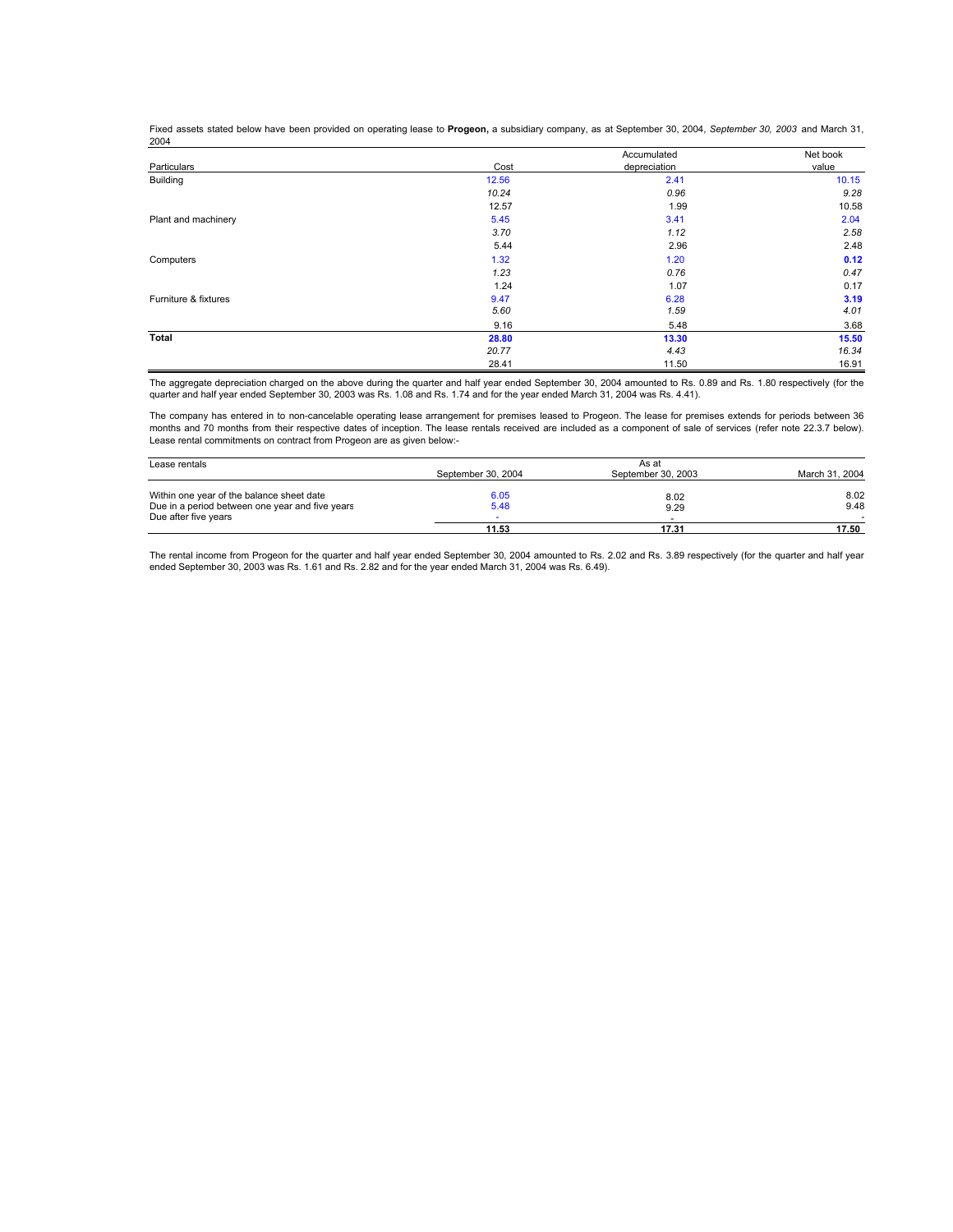Fixed assets stated below have been provided on operating lease to **Progeon,** a subsidiary company, as at September 30, 2004, *September 30, 2003* and March 31, 2004

| Particulars | Cost | Accumulated depreciation | Net book value |
|---|---|---|---|
| Building | 12.56 | 2.41 | 10.15 |
| | *10.24* | *0.96* | *9.28* |
| | 12.57 | 1.99 | 10.58 |
| Plant and machinery | 5.45 | 3.41 | 2.04 |
| | *3.70* | *1.12* | *2.58* |
| | 5.44 | 2.96 | 2.48 |
| Computers | 1.32 | 1.20 | **0.12** |
| | *1.23* | *0.76* | *0.47* |
| | 1.24 | 1.07 | 0.17 |
| Furniture & fixtures | 9.47 | 6.28 | **3.19** |
| | *5.60* | *1.59* | *4.01* |
| | 9.16 | 5.48 | 3.68 |
| **Total** | **28.80** | **13.30** | **15.50** |
| | *20.77* | *4.43* | *16.34* |
| | 28.41 | 11.50 | 16.91 |

The aggregate depreciation charged on the above during the quarter and half year ended September 30, 2004 amounted to Rs. 0.89 and Rs. 1.80 respectively (for the quarter and half year ended September 30, 2003 was Rs. 1.08 and Rs. 1.74 and for the year ended March 31, 2004 was Rs. 4.41).

The company has entered in to non-cancelable operating lease arrangement for premises leased to Progeon. The lease for premises extends for periods between 36 months and 70 months from their respective dates of inception. The lease rentals received are included as a component of sale of services (refer note 22.3.7 below). Lease rental commitments on contract from Progeon are as given below:-

| Lease rentals | As at | | |
|---|---|---|---|
| | September 30, 2004 | September 30, 2003 | March 31, 2004 |
| Within one year of the balance sheet date | 6.05 | 8.02 | 8.02 |
| Due in a period between one year and five years | 5.48 | 9.29 | 9.48 |
| Due after five years | - | - | - |
| | **11.53** | **17.31** | **17.50** |

The rental income from Progeon for the quarter and half year ended September 30, 2004 amounted to Rs. 2.02 and Rs. 3.89 respectively (for the quarter and half year ended September 30, 2003 was Rs. 1.61 and Rs. 2.82 and for the year ended March 31, 2004 was Rs. 6.49).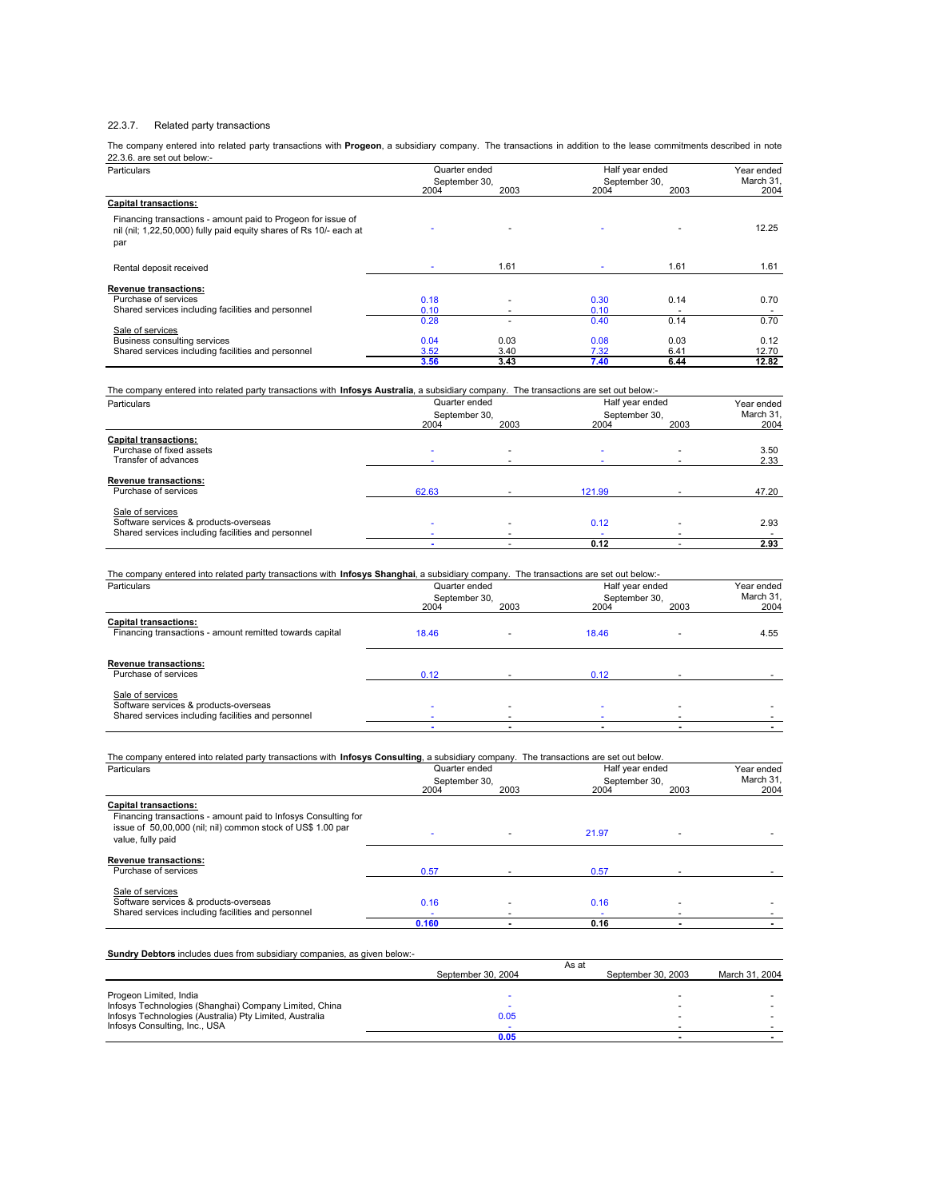### 22.3.7. Related party transactions

The company entered into related party transactions with **Progeon**, a subsidiary company. The transactions in addition to the lease commitments described in note 22.3.6. are set out below:-

| Particulars | Quarter ended September 30, 2004 | 2003 | Half year ended September 30, 2004 | 2003 | Year ended March 31, 2004 |
|---|---|---|---|---|---|
| **Capital transactions:** | | | | | |
| Financing transactions - amount paid to Progeon for issue of nil (nil; 1,22,50,000) fully paid equity shares of Rs 10/- each at par | - | - | - | - | 12.25 |
| Rental deposit received | - | 1.61 | - | 1.61 | 1.61 |
| **Revenue transactions:** | | | | | |
| Purchase of services | 0.18 | - | 0.30 | 0.14 | 0.70 |
| Shared services including facilities and personnel | 0.10 | - | 0.10 | - | - |
| | 0.28 | - | 0.40 | 0.14 | 0.70 |
| Sale of services | | | | | |
| Business consulting services | 0.04 | 0.03 | 0.08 | 0.03 | 0.12 |
| Shared services including facilities and personnel | 3.52 | 3.40 | 7.32 | 6.41 | 12.70 |
| | **3.56** | **3.43** | **7.40** | **6.44** | **12.82** |

The company entered into related party transactions with **Infosys Australia**, a subsidiary company. The transactions are set out below:-

| Particulars | Quarter ended September 30, 2004 | 2003 | Half year ended September 30, 2004 | 2003 | Year ended March 31, 2004 |
|---|---|---|---|---|---|
| **Capital transactions:** | | | | | |
| Purchase of fixed assets | - | - | - | - | 3.50 |
| Transfer of advances | - | - | - | - | 2.33 |
| **Revenue transactions:** | | | | | |
| Purchase of services | 62.63 | - | 121.99 | - | 47.20 |
| Sale of services | | | | | |
| Software services & products-overseas | - | - | 0.12 | - | 2.93 |
| Shared services including facilities and personnel | - | - | - | - | - |
| | **-** | - | **0.12** | - | **2.93** |

The company entered into related party transactions with **Infosys Shanghai**, a subsidiary company. The transactions are set out below:-

| Particulars | Quarter ended September 30, 2004 | 2003 | Half year ended September 30, 2004 | 2003 | Year ended March 31, 2004 |
|---|---|---|---|---|---|
| **Capital transactions:** | | | | | |
| Financing transactions - amount remitted towards capital | 18.46 | - | 18.46 | - | 4.55 |
| **Revenue transactions:** | | | | | |
| Purchase of services | 0.12 | - | 0.12 | - | - |
| Sale of services | | | | | |
| Software services & products-overseas | - | - | - | - | - |
| Shared services including facilities and personnel | - | - | - | - | - |
| | **-** | **-** | **-** | **-** | **-** |

The company entered into related party transactions with **Infosys Consulting**, a subsidiary company. The transactions are set out below.

| Particulars | Quarter ended September 30, 2004 | 2003 | Half year ended September 30, 2004 | 2003 | Year ended March 31, 2004 |
|---|---|---|---|---|---|
| **Capital transactions:** | | | | | |
| Financing transactions - amount paid to Infosys Consulting for issue of 50,00,000 (nil; nil) common stock of US$ 1.00 par value, fully paid | - | - | 21.97 | - | - |
| **Revenue transactions:** | | | | | |
| Purchase of services | 0.57 | - | 0.57 | - | - |
| Sale of services | | | | | |
| Software services & products-overseas | 0.16 | - | 0.16 | - | - |
| Shared services including facilities and personnel | - | - | - | - | - |
| | **0.160** | **-** | **0.16** | **-** | **-** |

**Sundry Debtors** includes dues from subsidiary companies, as given below:-

| | As at September 30, 2004 | September 30, 2003 | March 31, 2004 |
|---|---|---|---|
| Progeon Limited, India | - | - | - |
| Infosys Technologies (Shanghai) Company Limited, China | - | - | - |
| Infosys Technologies (Australia) Pty Limited, Australia | 0.05 | - | - |
| Infosys Consulting, Inc., USA | - | - | - |
| | **0.05** | **-** | **-** |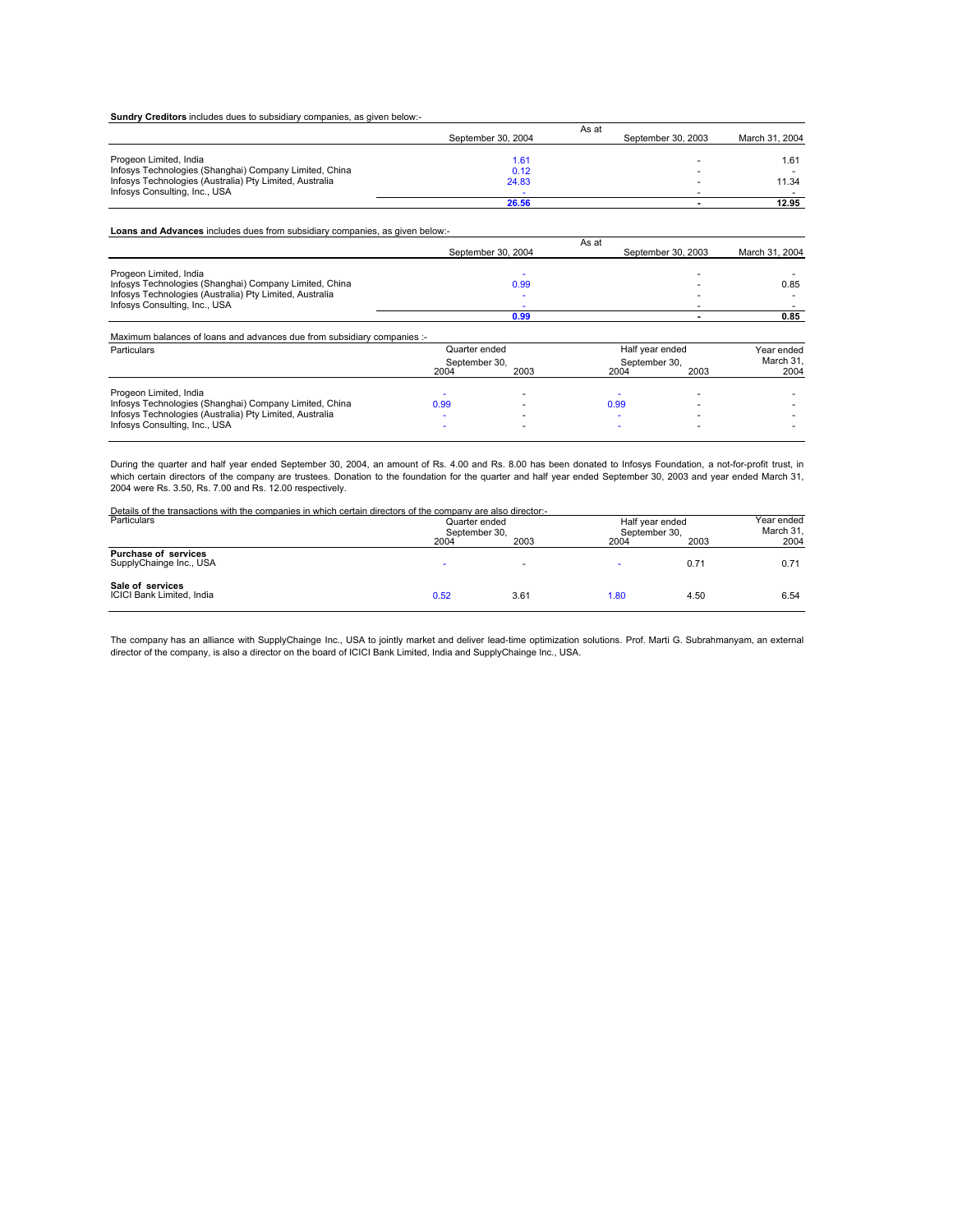**Sundry Creditors** includes dues to subsidiary companies, as given below:-

| | As at | | |
|---|---|---|---|
| | September 30, 2004 | September 30, 2003 | March 31, 2004 |
| Progeon Limited, India | 1.61 | - | 1.61 |
| Infosys Technologies (Shanghai) Company Limited, China | 0.12 | - | - |
| Infosys Technologies (Australia) Pty Limited, Australia | 24.83 | - | 11.34 |
| Infosys Consulting, Inc., USA | - | - | - |
| | **26.56** | **-** | **12.95** |

**Loans and Advances** includes dues from subsidiary companies, as given below:-

| | As at | | |
|---|---|---|---|
| | September 30, 2004 | September 30, 2003 | March 31, 2004 |
| Progeon Limited, India | - | - | - |
| Infosys Technologies (Shanghai) Company Limited, China | 0.99 | - | 0.85 |
| Infosys Technologies (Australia) Pty Limited, Australia | - | - | - |
| Infosys Consulting, Inc., USA | - | - | - |
| | **0.99** | **-** | **0.85** |

Maximum balances of loans and advances due from subsidiary companies :-

| Particulars | Quarter ended September 30, | | Half year ended September 30, | | Year ended March 31, |
|---|---|---|---|---|---|
| | 2004 | 2003 | 2004 | 2003 | 2004 |
| Progeon Limited, India | - | - | - | - | - |
| Infosys Technologies (Shanghai) Company Limited, China | 0.99 | - | 0.99 | - | - |
| Infosys Technologies (Australia) Pty Limited, Australia | - | - | - | - | - |
| Infosys Consulting, Inc., USA | - | - | - | - | - |

During the quarter and half year ended September 30, 2004, an amount of Rs. 4.00 and Rs. 8.00 has been donated to Infosys Foundation, a not-for-profit trust, in which certain directors of the company are trustees. Donation to the foundation for the quarter and half year ended September 30, 2003 and year ended March 31, 2004 were Rs. 3.50, Rs. 7.00 and Rs. 12.00 respectively.

Details of the transactions with the companies in which certain directors of the company are also director:-

| Particulars | Quarter ended September 30, | | Half year ended September 30, | | Year ended March 31, |
|---|---|---|---|---|---|
| | 2004 | 2003 | 2004 | 2003 | 2004 |
| **Purchase of services** | | | | | |
| SupplyChainge Inc., USA | - | - | - | 0.71 | 0.71 |
| **Sale of services** | | | | | |
| ICICI Bank Limited, India | 0.52 | 3.61 | 1.80 | 4.50 | 6.54 |

The company has an alliance with SupplyChainge Inc., USA to jointly market and deliver lead-time optimization solutions. Prof. Marti G. Subrahmanyam, an external director of the company, is also a director on the board of ICICI Bank Limited, India and SupplyChainge Inc., USA.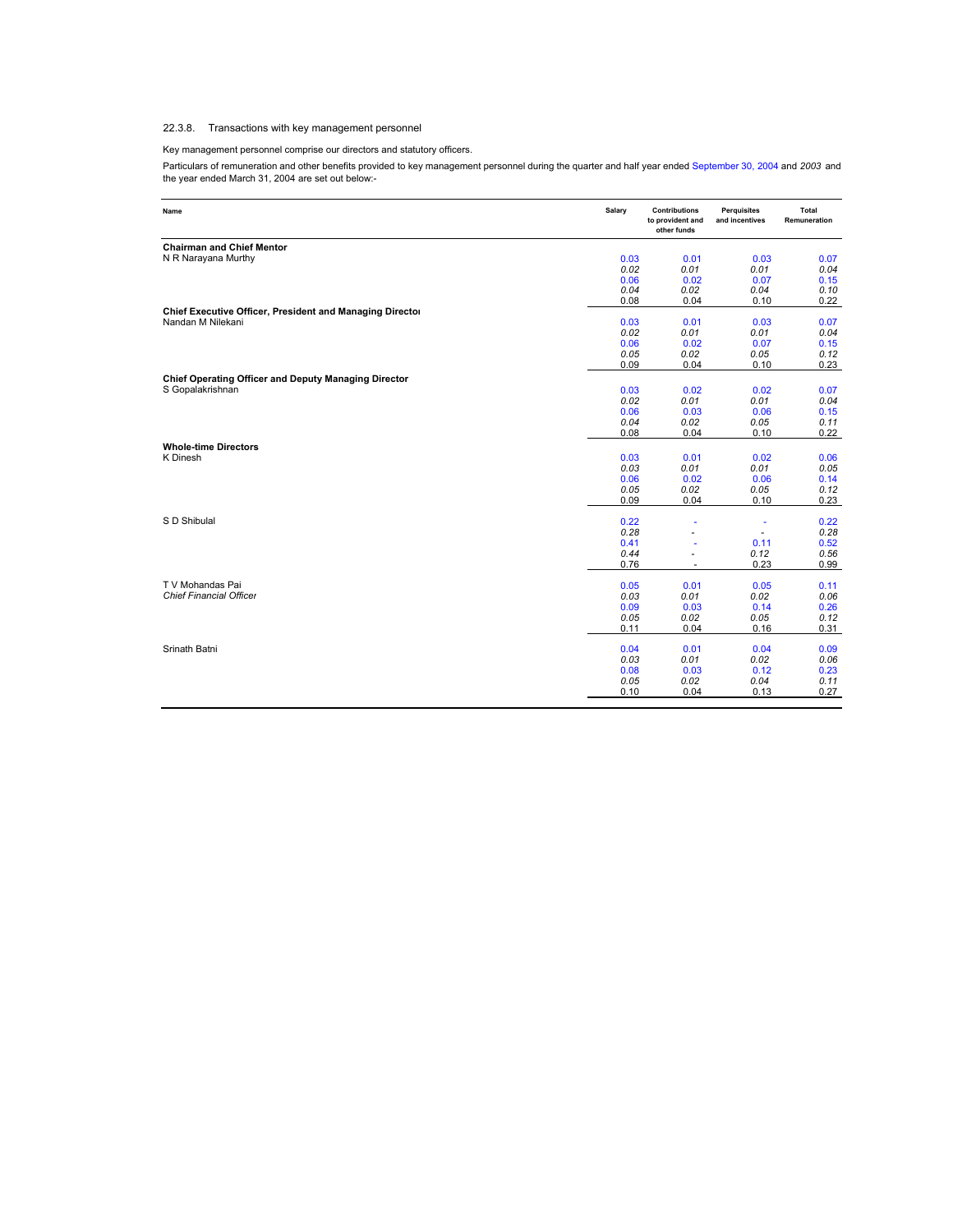22.3.8. Transactions with key management personnel

Key management personnel comprise our directors and statutory officers.

Particulars of remuneration and other benefits provided to key management personnel during the quarter and half year ended September 30, 2004 and *2003* and the year ended March 31, 2004 are set out below:-

| Name | Salary | Contributions to provident and other funds | Perquisites and incentives | Total Remuneration |
|---|---|---|---|---|
| **Chairman and Chief Mentor** | | | | |
| N R Narayana Murthy | 0.03 | 0.01 | 0.03 | 0.07 |
| | *0.02* | *0.01* | *0.01* | *0.04* |
| | 0.06 | 0.02 | 0.07 | 0.15 |
| | *0.04* | *0.02* | *0.04* | *0.10* |
| | 0.08 | 0.04 | 0.10 | 0.22 |
| **Chief Executive Officer, President and Managing Director** | | | | |
| Nandan M Nilekani | 0.03 | 0.01 | 0.03 | 0.07 |
| | *0.02* | *0.01* | *0.01* | *0.04* |
| | 0.06 | 0.02 | 0.07 | 0.15 |
| | *0.05* | *0.02* | *0.05* | *0.12* |
| | 0.09 | 0.04 | 0.10 | 0.23 |
| **Chief Operating Officer and Deputy Managing Director** | | | | |
| S Gopalakrishnan | 0.03 | 0.02 | 0.02 | 0.07 |
| | *0.02* | *0.01* | *0.01* | *0.04* |
| | 0.06 | 0.03 | 0.06 | 0.15 |
| | *0.04* | *0.02* | *0.05* | *0.11* |
| | 0.08 | 0.04 | 0.10 | 0.22 |
| **Whole-time Directors** | | | | |
| K Dinesh | 0.03 | 0.01 | 0.02 | 0.06 |
| | *0.03* | *0.01* | *0.01* | *0.05* |
| | 0.06 | 0.02 | 0.06 | 0.14 |
| | *0.05* | *0.02* | *0.05* | *0.12* |
| | 0.09 | 0.04 | 0.10 | 0.23 |
| S D Shibulal | 0.22 | - | - | 0.22 |
| | *0.28* | - | - | *0.28* |
| | 0.41 | - | 0.11 | 0.52 |
| | *0.44* | - | *0.12* | *0.56* |
| | 0.76 | - | 0.23 | 0.99 |
| T V Mohandas Pai<br>*Chief Financial Officer* | 0.05 | 0.01 | 0.05 | 0.11 |
| | *0.03* | *0.01* | *0.02* | *0.06* |
| | 0.09 | 0.03 | 0.14 | 0.26 |
| | *0.05* | *0.02* | *0.05* | *0.12* |
| | 0.11 | 0.04 | 0.16 | 0.31 |
| Srinath Batni | 0.04 | 0.01 | 0.04 | 0.09 |
| | *0.03* | *0.01* | *0.02* | *0.06* |
| | 0.08 | 0.03 | 0.12 | 0.23 |
| | *0.05* | *0.02* | *0.04* | *0.11* |
| | 0.10 | 0.04 | 0.13 | 0.27 |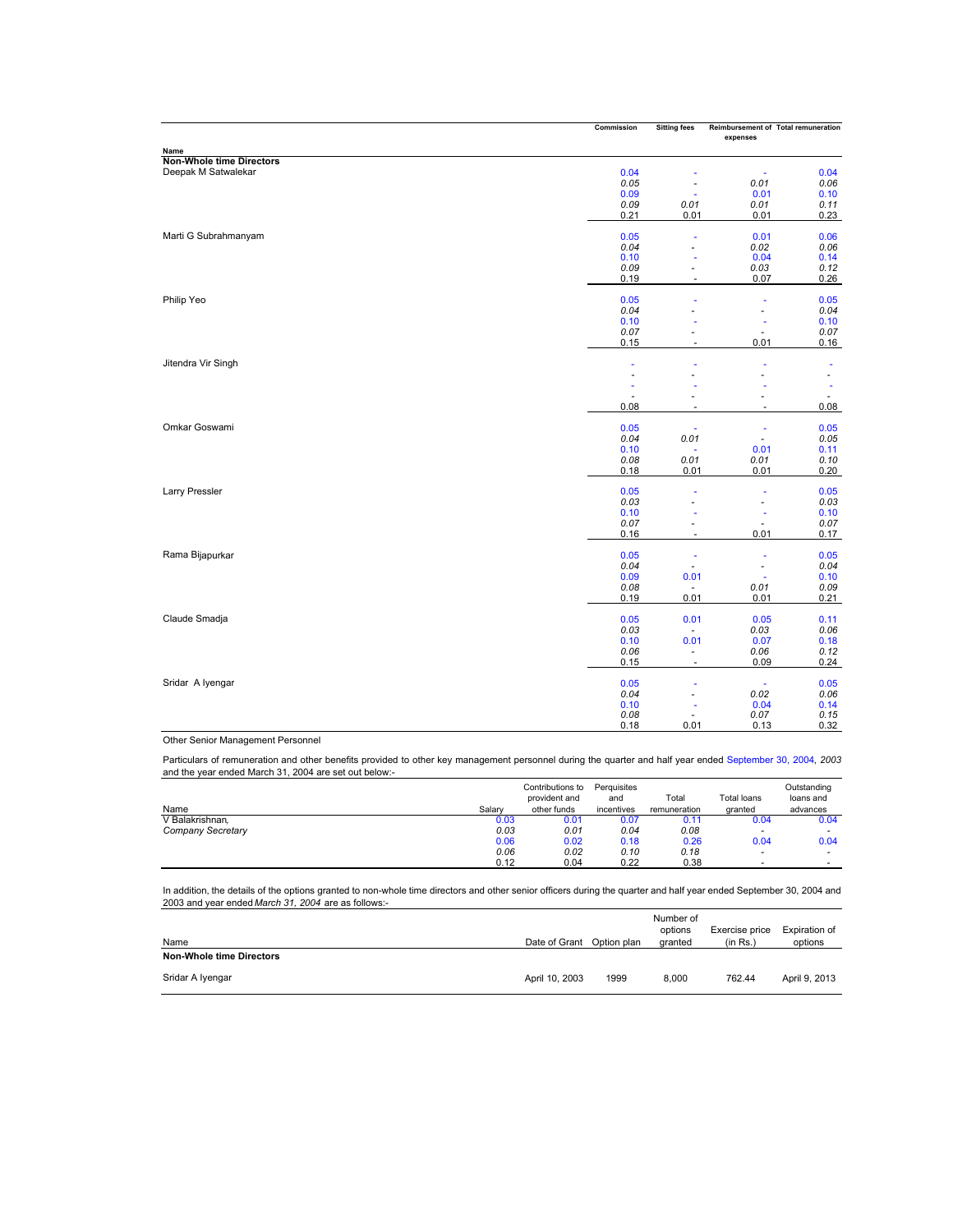| Name | Commission | Sitting fees | Reimbursement of expenses | Total remuneration |
|---|---|---|---|---|
| **Non-Whole time Directors** | | | | |
| Deepak M Satwalekar | 0.04 | - | - | 0.04 |
| | *0.05* | - | *0.01* | *0.06* |
| | 0.09 | - | 0.01 | 0.10 |
| | *0.09* | *0.01* | *0.01* | *0.11* |
| | 0.21 | 0.01 | 0.01 | 0.23 |
| Marti G Subrahmanyam | 0.05 | - | 0.01 | 0.06 |
| | *0.04* | - | *0.02* | *0.06* |
| | 0.10 | - | 0.04 | 0.14 |
| | *0.09* | - | *0.03* | *0.12* |
| | 0.19 | - | 0.07 | 0.26 |
| Philip Yeo | 0.05 | - | - | 0.05 |
| | *0.04* | - | - | *0.04* |
| | 0.10 | - | - | 0.10 |
| | *0.07* | - | - | *0.07* |
| | 0.15 | - | 0.01 | 0.16 |
| Jitendra Vir Singh | - | - | - | - |
| | - | - | - | - |
| | - | - | - | - |
| | - | - | - | - |
| | 0.08 | - | - | 0.08 |
| Omkar Goswami | 0.05 | - | - | 0.05 |
| | *0.04* | *0.01* | - | *0.05* |
| | 0.10 | - | 0.01 | 0.11 |
| | *0.08* | *0.01* | *0.01* | *0.10* |
| | 0.18 | 0.01 | 0.01 | 0.20 |
| Larry Pressler | 0.05 | - | - | 0.05 |
| | *0.03* | - | - | *0.03* |
| | 0.10 | - | - | 0.10 |
| | *0.07* | - | - | *0.07* |
| | 0.16 | - | 0.01 | 0.17 |
| Rama Bijapurkar | 0.05 | - | - | 0.05 |
| | *0.04* | - | - | *0.04* |
| | 0.09 | 0.01 | - | 0.10 |
| | *0.08* | - | *0.01* | *0.09* |
| | 0.19 | 0.01 | 0.01 | 0.21 |
| Claude Smadja | 0.05 | 0.01 | 0.05 | 0.11 |
| | *0.03* | - | *0.03* | *0.06* |
| | 0.10 | 0.01 | 0.07 | 0.18 |
| | *0.06* | - | *0.06* | *0.12* |
| | 0.15 | - | 0.09 | 0.24 |
| Sridar A Iyengar | 0.05 | - | - | 0.05 |
| | *0.04* | - | *0.02* | *0.06* |
| | 0.10 | - | 0.04 | 0.14 |
| | *0.08* | - | *0.07* | *0.15* |
| | 0.18 | 0.01 | 0.13 | 0.32 |

Other Senior Management Personnel

Particulars of remuneration and other benefits provided to other key management personnel during the quarter and half year ended September 30, 2004, *2003* and the year ended March 31, 2004 are set out below:-

| Name | Salary | Contributions to provident and other funds | Perquisites and incentives | Total remuneration | Total loans granted | Outstanding loans and advances |
|---|---|---|---|---|---|---|
| V Balakrishnan, | 0.03 | 0.01 | 0.07 | 0.11 | 0.04 | 0.04 |
| *Company Secretary* | *0.03* | *0.01* | *0.04* | *0.08* | - | - |
| | 0.06 | 0.02 | 0.18 | 0.26 | 0.04 | 0.04 |
| | *0.06* | *0.02* | *0.10* | *0.18* | - | - |
| | 0.12 | 0.04 | 0.22 | 0.38 | - | - |

In addition, the details of the options granted to non-whole time directors and other senior officers during the quarter and half year ended September 30, 2004 and 2003 and year ended *March 31, 2004* are as follows:-

| Name | Date of Grant | Option plan | Number of options granted | Exercise price (in Rs.) | Expiration of options |
|---|---|---|---|---|---|
| **Non-Whole time Directors** | | | | | |
| Sridar A Iyengar | April 10, 2003 | 1999 | 8,000 | 762.44 | April 9, 2013 |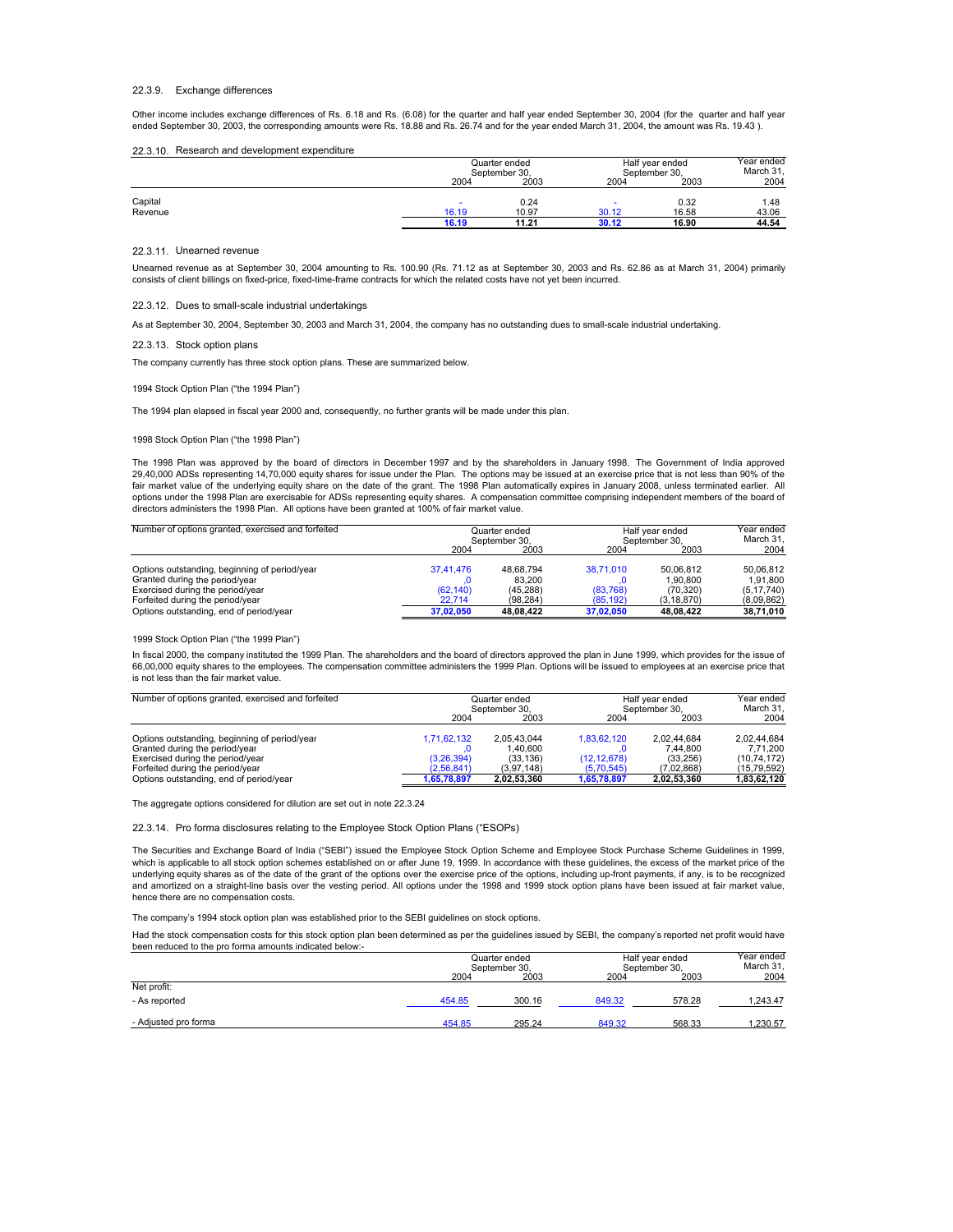#### 22.3.9. Exchange differences

Other income includes exchange differences of Rs. 6.18 and Rs. (6.08) for the quarter and half year ended September 30, 2004 (for the quarter and half year ended September 30, 2003, the corresponding amounts were Rs. 18.88 and Rs. 26.74 and for the year ended March 31, 2004, the amount was Rs. 19.43 ).

#### 22.3.10. Research and development expenditure

| | Quarter ended September 30, | | Half year ended September 30, | | Year ended March 31, |
|---|---|---|---|---|---|
| | 2004 | 2003 | 2004 | 2003 | 2004 |
| Capital | - | 0.24 | - | 0.32 | 1.48 |
| Revenue | 16.19 | 10.97 | 30.12 | 16.58 | 43.06 |
| | **16.19** | **11.21** | **30.12** | **16.90** | **44.54** |

#### 22.3.11. Unearned revenue

Unearned revenue as at September 30, 2004 amounting to Rs. 100.90 (Rs. 71.12 as at September 30, 2003 and Rs. 62.86 as at March 31, 2004) primarily consists of client billings on fixed-price, fixed-time-frame contracts for which the related costs have not yet been incurred.

#### 22.3.12. Dues to small-scale industrial undertakings

As at September 30, 2004, September 30, 2003 and March 31, 2004, the company has no outstanding dues to small-scale industrial undertaking.

#### 22.3.13. Stock option plans

The company currently has three stock option plans. These are summarized below.

1994 Stock Option Plan ("the 1994 Plan")

The 1994 plan elapsed in fiscal year 2000 and, consequently, no further grants will be made under this plan.

1998 Stock Option Plan ("the 1998 Plan")

The 1998 Plan was approved by the board of directors in December 1997 and by the shareholders in January 1998. The Government of India approved 29,40,000 ADSs representing 14,70,000 equity shares for issue under the Plan. The options may be issued at an exercise price that is not less than 90% of the fair market value of the underlying equity share on the date of the grant. The 1998 Plan automatically expires in January 2008, unless terminated earlier. All options under the 1998 Plan are exercisable for ADSs representing equity shares. A compensation committee comprising independent members of the board of directors administers the 1998 Plan. All options have been granted at 100% of fair market value.

| Number of options granted, exercised and forfeited | Quarter ended September 30, | | Half year ended September 30, | | Year ended March 31, |
|---|---|---|---|---|---|
| | 2004 | 2003 | 2004 | 2003 | 2004 |
| Options outstanding, beginning of period/year | 37,41,476 | 48,68,794 | 38,71,010 | 50,06,812 | 50,06,812 |
| Granted during the period/year | ,0 | 83,200 | ,0 | 1,90,800 | 1,91,800 |
| Exercised during the period/year | (62,140) | (45,288) | (83,768) | (70,320) | (5,17,740) |
| Forfeited during the period/year | 22,714 | (98,284) | (85,192) | (3,18,870) | (8,09,862) |
| Options outstanding, end of period/year | **37,02,050** | **48,08,422** | **37,02,050** | **48,08,422** | **38,71,010** |

1999 Stock Option Plan ("the 1999 Plan")

In fiscal 2000, the company instituted the 1999 Plan. The shareholders and the board of directors approved the plan in June 1999, which provides for the issue of 66,00,000 equity shares to the employees. The compensation committee administers the 1999 Plan. Options will be issued to employees at an exercise price that is not less than the fair market value.

| Number of options granted, exercised and forfeited | Quarter ended September 30, | | Half year ended September 30, | | Year ended March 31, |
|---|---|---|---|---|---|
| | 2004 | 2003 | 2004 | 2003 | 2004 |
| Options outstanding, beginning of period/year | 1,71,62,132 | 2,05,43,044 | 1,83,62,120 | 2,02,44,684 | 2,02,44,684 |
| Granted during the period/year | ,0 | 1,40,600 | ,0 | 7,44,800 | 7,71,200 |
| Exercised during the period/year | (3,26,394) | (33,136) | (12,12,678) | (33,256) | (10,74,172) |
| Forfeited during the period/year | (2,56,841) | (3,97,148) | (5,70,545) | (7,02,868) | (15,79,592) |
| Options outstanding, end of period/year | **1,65,78,897** | **2,02,53,360** | **1,65,78,897** | **2,02,53,360** | **1,83,62,120** |

The aggregate options considered for dilution are set out in note 22.3.24

#### 22.3.14. Pro forma disclosures relating to the Employee Stock Option Plans ("ESOPs)

The Securities and Exchange Board of India ("SEBI") issued the Employee Stock Option Scheme and Employee Stock Purchase Scheme Guidelines in 1999, which is applicable to all stock option schemes established on or after June 19, 1999. In accordance with these guidelines, the excess of the market price of the underlying equity shares as of the date of the grant of the options over the exercise price of the options, including up-front payments, if any, is to be recognized and amortized on a straight-line basis over the vesting period. All options under the 1998 and 1999 stock option plans have been issued at fair market value, hence there are no compensation costs.

The company's 1994 stock option plan was established prior to the SEBI guidelines on stock options.

Had the stock compensation costs for this stock option plan been determined as per the guidelines issued by SEBI, the company's reported net profit would have been reduced to the pro forma amounts indicated below:-

| | Quarter ended September 30, | | Half year ended September 30, | | Year ended March 31, |
|---|---|---|---|---|---|
| | 2004 | 2003 | 2004 | 2003 | 2004 |
| Net profit: | | | | | |
| - As reported | 454.85 | 300.16 | 849.32 | 578.28 | 1,243.47 |
| - Adjusted pro forma | 454.85 | 295.24 | 849.32 | 568.33 | 1,230.57 |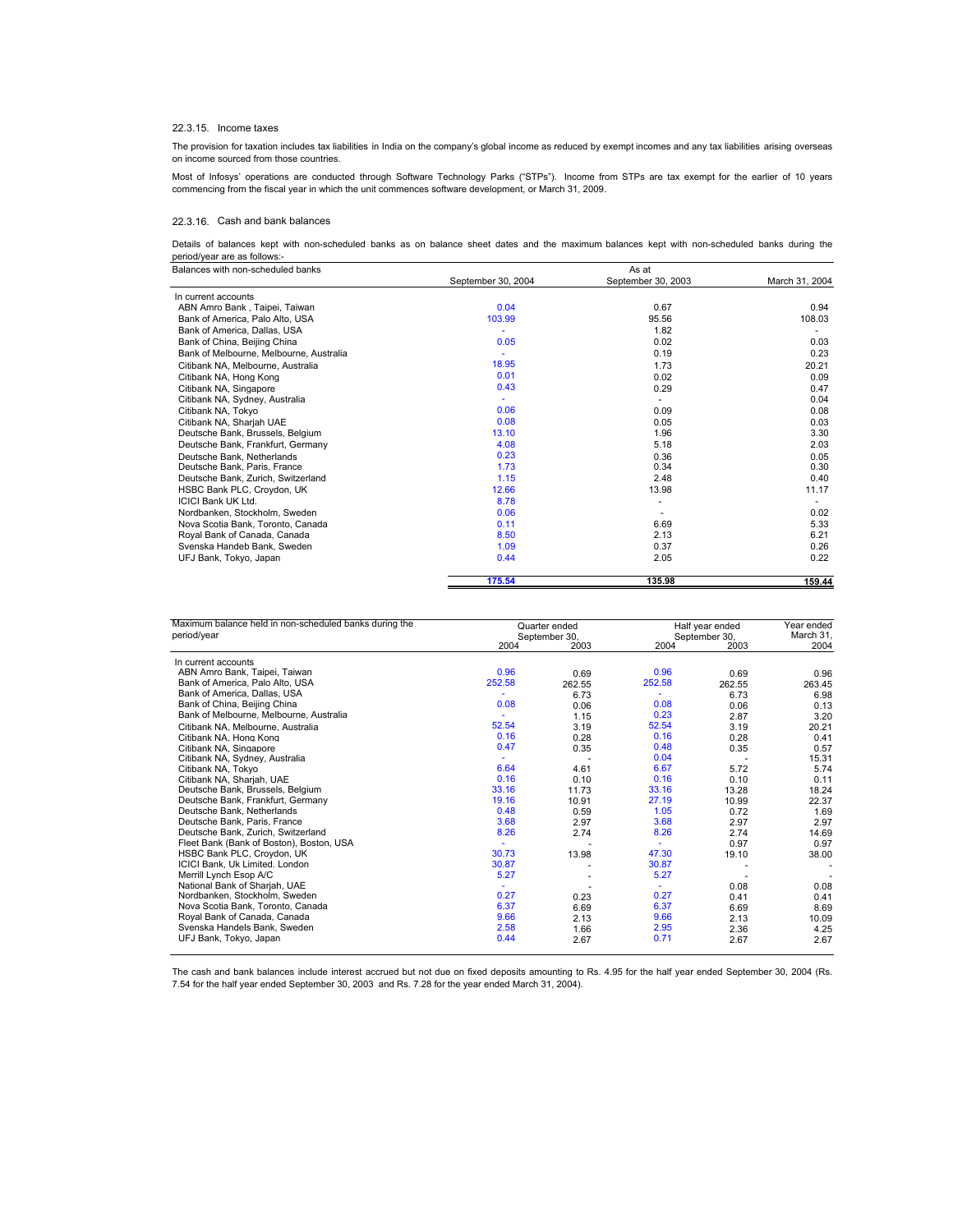### 22.3.15. Income taxes

The provision for taxation includes tax liabilities in India on the company's global income as reduced by exempt incomes and any tax liabilities arising overseas on income sourced from those countries.

Most of Infosys' operations are conducted through Software Technology Parks ("STPs"). Income from STPs are tax exempt for the earlier of 10 years commencing from the fiscal year in which the unit commences software development, or March 31, 2009.

### 22.3.16. Cash and bank balances

Details of balances kept with non-scheduled banks as on balance sheet dates and the maximum balances kept with non-scheduled banks during the period/year are as follows:-

| Balances with non-scheduled banks | As at | | |
|---|---|---|---|
| | September 30, 2004 | September 30, 2003 | March 31, 2004 |
| In current accounts | | | |
| ABN Amro Bank , Taipei, Taiwan | 0.04 | 0.67 | 0.94 |
| Bank of America, Palo Alto, USA | 103.99 | 95.56 | 108.03 |
| Bank of America, Dallas, USA | - | 1.82 | - |
| Bank of China, Beijing China | 0.05 | 0.02 | 0.03 |
| Bank of Melbourne, Melbourne, Australia | - | 0.19 | 0.23 |
| Citibank NA, Melbourne, Australia | 18.95 | 1.73 | 20.21 |
| Citibank NA, Hong Kong | 0.01 | 0.02 | 0.09 |
| Citibank NA, Singapore | 0.43 | 0.29 | 0.47 |
| Citibank NA, Sydney, Australia | - | - | 0.04 |
| Citibank NA, Tokyo | 0.06 | 0.09 | 0.08 |
| Citibank NA, Sharjah UAE | 0.08 | 0.05 | 0.03 |
| Deutsche Bank, Brussels, Belgium | 13.10 | 1.96 | 3.30 |
| Deutsche Bank, Frankfurt, Germany | 4.08 | 5.18 | 2.03 |
| Deutsche Bank, Netherlands | 0.23 | 0.36 | 0.05 |
| Deutsche Bank, Paris, France | 1.73 | 0.34 | 0.30 |
| Deutsche Bank, Zurich, Switzerland | 1.15 | 2.48 | 0.40 |
| HSBC Bank PLC, Croydon, UK | 12.66 | 13.98 | 11.17 |
| ICICI Bank UK Ltd. | 8.78 | - | - |
| Nordbanken, Stockholm, Sweden | 0.06 | - | 0.02 |
| Nova Scotia Bank, Toronto, Canada | 0.11 | 6.69 | 5.33 |
| Royal Bank of Canada, Canada | 8.50 | 2.13 | 6.21 |
| Svenska Handeb Bank, Sweden | 1.09 | 0.37 | 0.26 |
| UFJ Bank, Tokyo, Japan | 0.44 | 2.05 | 0.22 |
| | **175.54** | **135.98** | **159.44** |

| Maximum balance held in non-scheduled banks during the period/year | Quarter ended September 30, | | Half year ended September 30, | | Year ended March 31, |
|---|---|---|---|---|---|
| | 2004 | 2003 | 2004 | 2003 | 2004 |
| In current accounts | | | | | |
| ABN Amro Bank, Taipei, Taiwan | 0.96 | 0.69 | 0.96 | 0.69 | 0.96 |
| Bank of America, Palo Alto, USA | 252.58 | 262.55 | 252.58 | 262.55 | 263.45 |
| Bank of America, Dallas, USA | - | 6.73 | - | 6.73 | 6.98 |
| Bank of China, Beijing China | 0.08 | 0.06 | 0.08 | 0.06 | 0.13 |
| Bank of Melbourne, Melbourne, Australia | - | 1.15 | 0.23 | 2.87 | 3.20 |
| Citibank NA, Melbourne, Australia | 52.54 | 3.19 | 52.54 | 3.19 | 20.21 |
| Citibank NA, Hong Kong | 0.16 | 0.28 | 0.16 | 0.28 | 0.41 |
| Citibank NA, Singapore | 0.47 | 0.35 | 0.48 | 0.35 | 0.57 |
| Citibank NA, Sydney, Australia | - | - | 0.04 | - | 15.31 |
| Citibank NA, Tokyo | 6.64 | 4.61 | 6.67 | 5.72 | 5.74 |
| Citibank NA, Sharjah, UAE | 0.16 | 0.10 | 0.16 | 0.10 | 0.11 |
| Deutsche Bank, Brussels, Belgium | 33.16 | 11.73 | 33.16 | 13.28 | 18.24 |
| Deutsche Bank, Frankfurt, Germany | 19.16 | 10.91 | 27.19 | 10.99 | 22.37 |
| Deutsche Bank, Netherlands | 0.48 | 0.59 | 1.05 | 0.72 | 1.69 |
| Deutsche Bank, Paris, France | 3.68 | 2.97 | 3.68 | 2.97 | 2.97 |
| Deutsche Bank, Zurich, Switzerland | 8.26 | 2.74 | 8.26 | 2.74 | 14.69 |
| Fleet Bank (Bank of Boston), Boston, USA | - | - | - | 0.97 | 0.97 |
| HSBC Bank PLC, Croydon, UK | 30.73 | 13.98 | 47.30 | 19.10 | 38.00 |
| ICICI Bank, Uk Limited. London | 30.87 | - | 30.87 | - | - |
| Merrill Lynch Esop A/C | 5.27 | - | 5.27 | - | - |
| National Bank of Sharjah, UAE | - | - | - | 0.08 | 0.08 |
| Nordbanken, Stockholm, Sweden | 0.27 | 0.23 | 0.27 | 0.41 | 0.41 |
| Nova Scotia Bank, Toronto, Canada | 6.37 | 6.69 | 6.37 | 6.69 | 8.69 |
| Royal Bank of Canada, Canada | 9.66 | 2.13 | 9.66 | 2.13 | 10.09 |
| Svenska Handels Bank, Sweden | 2.58 | 1.66 | 2.95 | 2.36 | 4.25 |
| UFJ Bank, Tokyo, Japan | 0.44 | 2.67 | 0.71 | 2.67 | 2.67 |

The cash and bank balances include interest accrued but not due on fixed deposits amounting to Rs. 4.95 for the half year ended September 30, 2004 (Rs. 7.54 for the half year ended September 30, 2003 and Rs. 7.28 for the year ended March 31, 2004).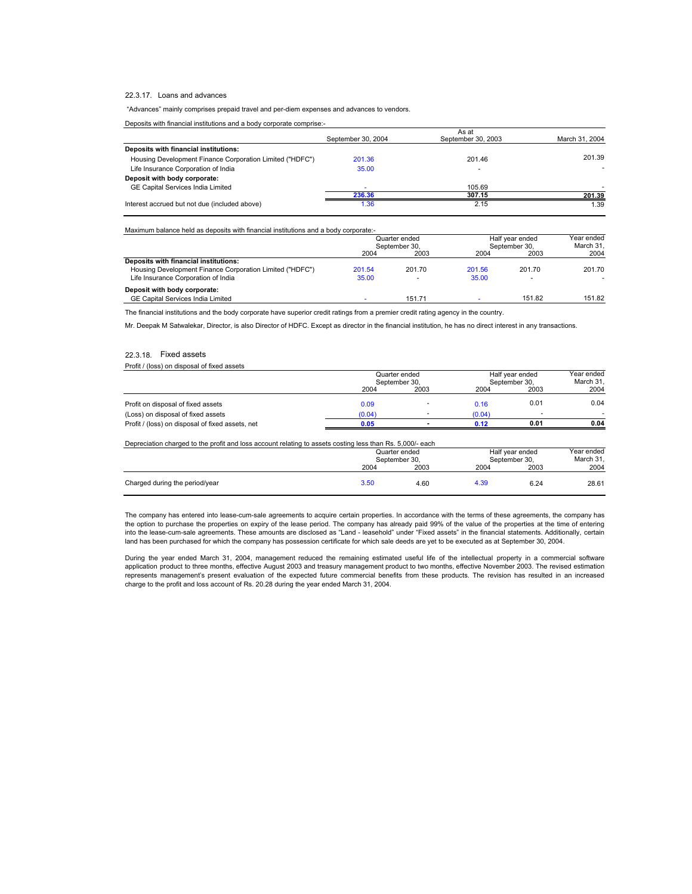### 22.3.17. Loans and advances

"Advances" mainly comprises prepaid travel and per-diem expenses and advances to vendors.

Deposits with financial institutions and a body corporate comprise:-

| | As at | | |
|---|---|---|---|
| | September 30, 2004 | September 30, 2003 | March 31, 2004 |
| **Deposits with financial institutions:** | | | |
| Housing Development Finance Corporation Limited ("HDFC") | 201.36 | 201.46 | 201.39 |
| Life Insurance Corporation of India | 35.00 | - | - |
| **Deposit with body corporate:** | | | |
| GE Capital Services India Limited | - | 105.69 | - |
| | **236.36** | **307.15** | **201.39** |
| Interest accrued but not due (included above) | 1.36 | 2.15 | 1.39 |

Maximum balance held as deposits with financial institutions and a body corporate:-

| | Quarter ended September 30, | | Half year ended September 30, | | Year ended March 31, |
|---|---|---|---|---|---|
| | 2004 | 2003 | 2004 | 2003 | 2004 |
| **Deposits with financial institutions:** | | | | | |
| Housing Development Finance Corporation Limited ("HDFC") | 201.54 | 201.70 | 201.56 | 201.70 | 201.70 |
| Life Insurance Corporation of India | 35.00 | - | 35.00 | - | - |
| **Deposit with body corporate:** | | | | | |
| GE Capital Services India Limited | - | 151.71 | - | 151.82 | 151.82 |

The financial institutions and the body corporate have superior credit ratings from a premier credit rating agency in the country.

Mr. Deepak M Satwalekar, Director, is also Director of HDFC. Except as director in the financial institution, he has no direct interest in any transactions.

### 22.3.18. Fixed assets

Profit / (loss) on disposal of fixed assets

| | Quarter ended September 30, | | Half year ended September 30, | | Year ended March 31, |
|---|---|---|---|---|---|
| | 2004 | 2003 | 2004 | 2003 | 2004 |
| Profit on disposal of fixed assets | 0.09 | - | 0.16 | 0.01 | 0.04 |
| (Loss) on disposal of fixed assets | (0.04) | - | (0.04) | - | - |
| Profit / (loss) on disposal of fixed assets, net | **0.05** | **-** | **0.12** | **0.01** | **0.04** |

Depreciation charged to the profit and loss account relating to assets costing less than Rs. 5,000/- each

| | Quarter ended September 30, | | Half year ended September 30, | | Year ended March 31, |
|---|---|---|---|---|---|
| | 2004 | 2003 | 2004 | 2003 | 2004 |
| Charged during the period/year | 3.50 | 4.60 | 4.39 | 6.24 | 28.61 |

The company has entered into lease-cum-sale agreements to acquire certain properties. In accordance with the terms of these agreements, the company has the option to purchase the properties on expiry of the lease period. The company has already paid 99% of the value of the properties at the time of entering into the lease-cum-sale agreements. These amounts are disclosed as "Land - leasehold" under "Fixed assets" in the financial statements. Additionally, certain land has been purchased for which the company has possession certificate for which sale deeds are yet to be executed as at September 30, 2004.

During the year ended March 31, 2004, management reduced the remaining estimated useful life of the intellectual property in a commercial software application product to three months, effective August 2003 and treasury management product to two months, effective November 2003. The revised estimation represents management's present evaluation of the expected future commercial benefits from these products. The revision has resulted in an increased charge to the profit and loss account of Rs. 20.28 during the year ended March 31, 2004.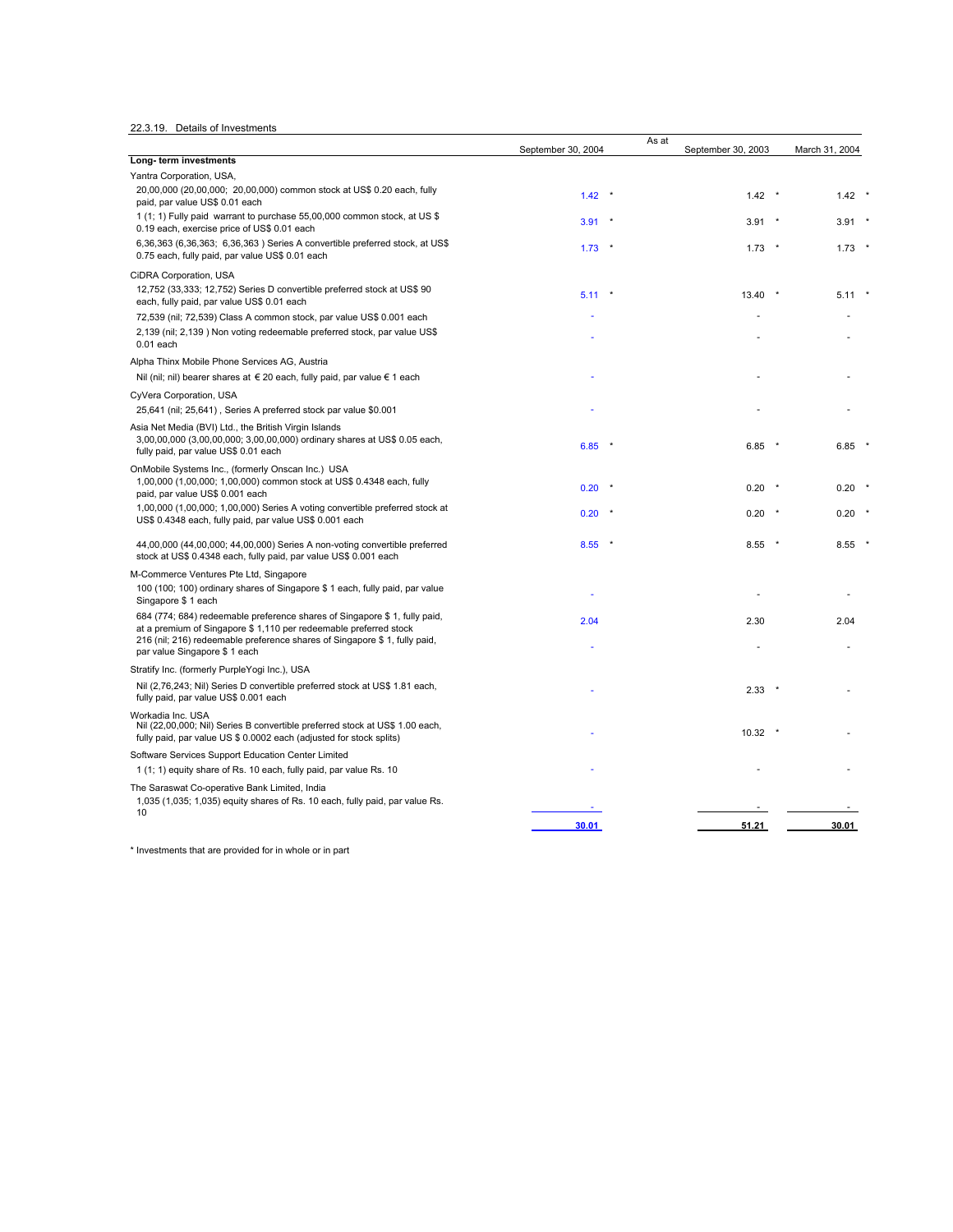22.3.19. Details of Investments

| | As at | | |
|---|---|---|---|
| | September 30, 2004 | September 30, 2003 | March 31, 2004 |
| **Long- term investments** | | | |
| Yantra Corporation, USA, | | | |
| 20,00,000 (20,00,000; 20,00,000) common stock at US$ 0.20 each, fully paid, par value US$ 0.01 each | 1.42 * | 1.42 * | 1.42 * |
| 1 (1; 1) Fully paid warrant to purchase 55,00,000 common stock, at US $ 0.19 each, exercise price of US$ 0.01 each | 3.91 * | 3.91 * | 3.91 * |
| 6,36,363 (6,36,363; 6,36,363 ) Series A convertible preferred stock, at US$ 0.75 each, fully paid, par value US$ 0.01 each | 1.73 * | 1.73 * | 1.73 * |
| CiDRA Corporation, USA | | | |
| 12,752 (33,333; 12,752) Series D convertible preferred stock at US$ 90 each, fully paid, par value US$ 0.01 each | 5.11 * | 13.40 * | 5.11 * |
| 72,539 (nil; 72,539) Class A common stock, par value US$ 0.001 each | - | - | - |
| 2,139 (nil; 2,139 ) Non voting redeemable preferred stock, par value US$ 0.01 each | - | - | - |
| Alpha Thinx Mobile Phone Services AG, Austria | | | |
| Nil (nil; nil) bearer shares at € 20 each, fully paid, par value € 1 each | - | - | - |
| CyVera Corporation, USA | | | |
| 25,641 (nil; 25,641) , Series A preferred stock par value $0.001 | - | - | - |
| Asia Net Media (BVI) Ltd., the British Virgin Islands | | | |
| 3,00,00,000 (3,00,00,000; 3,00,00,000) ordinary shares at US$ 0.05 each, fully paid, par value US$ 0.01 each | 6.85 * | 6.85 * | 6.85 * |
| OnMobile Systems Inc., (formerly Onscan Inc.) USA | | | |
| 1,00,000 (1,00,000; 1,00,000) common stock at US$ 0.4348 each, fully paid, par value US$ 0.001 each | 0.20 * | 0.20 * | 0.20 * |
| 1,00,000 (1,00,000; 1,00,000) Series A voting convertible preferred stock at US$ 0.4348 each, fully paid, par value US$ 0.001 each | 0.20 * | 0.20 * | 0.20 * |
| 44,00,000 (44,00,000; 44,00,000) Series A non-voting convertible preferred stock at US$ 0.4348 each, fully paid, par value US$ 0.001 each | 8.55 * | 8.55 * | 8.55 * |
| M-Commerce Ventures Pte Ltd, Singapore | | | |
| 100 (100; 100) ordinary shares of Singapore $ 1 each, fully paid, par value Singapore $ 1 each | - | - | - |
| 684 (774; 684) redeemable preference shares of Singapore $ 1, fully paid, at a premium of Singapore $ 1,110 per redeemable preferred stock | 2.04 | 2.30 | 2.04 |
| 216 (nil; 216) redeemable preference shares of Singapore $ 1, fully paid, par value Singapore $ 1 each | - | - | - |
| Stratify Inc. (formerly PurpleYogi Inc.), USA | | | |
| Nil (2,76,243; Nil) Series D convertible preferred stock at US$ 1.81 each, fully paid, par value US$ 0.001 each | - | 2.33 * | - |
| Workadia Inc. USA | | | |
| Nil (22,00,000; Nil) Series B convertible preferred stock at US$ 1.00 each, fully paid, par value US $ 0.0002 each (adjusted for stock splits) | - | 10.32 * | - |
| Software Services Support Education Center Limited | | | |
| 1 (1; 1) equity share of Rs. 10 each, fully paid, par value Rs. 10 | - | - | - |
| The Saraswat Co-operative Bank Limited, India | | | |
| 1,035 (1,035; 1,035) equity shares of Rs. 10 each, fully paid, par value Rs. 10 | - | - | - |
| | **30.01** | **51.21** | **30.01** |

\* Investments that are provided for in whole or in part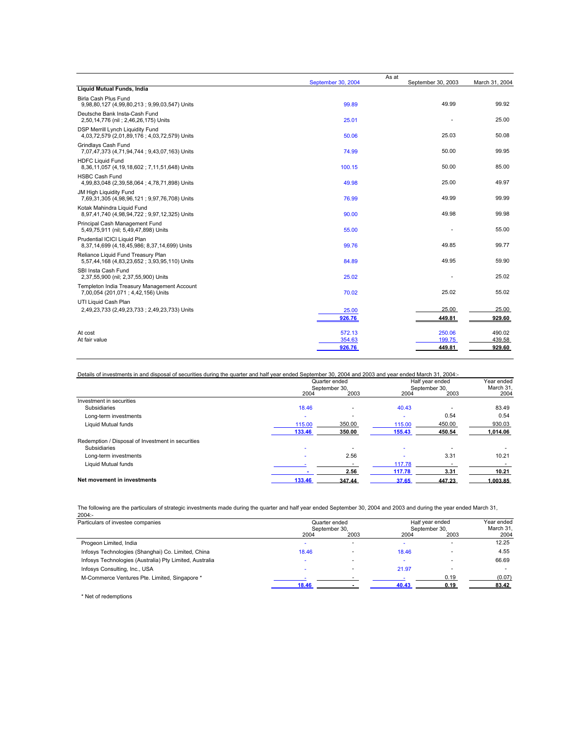| | As at | | |
|---|---|---|---|
| | September 30, 2004 | September 30, 2003 | March 31, 2004 |
| **Liquid Mutual Funds, India** | | | |
| Birla Cash Plus Fund<br>9,98,80,127 (4,99,80,213 ; 9,99,03,547) Units | 99.89 | 49.99 | 99.92 |
| Deutsche Bank Insta-Cash Fund<br>2,50,14,776 (nil ; 2,46,26,175) Units | 25.01 | - | 25.00 |
| DSP Merrill Lynch Liquidity Fund<br>4,03,72,579 (2,01,89,176 ; 4,03,72,579) Units | 50.06 | 25.03 | 50.08 |
| Grindlays Cash Fund<br>7,07,47,373 (4,71,94,744 ; 9,43,07,163) Units | 74.99 | 50.00 | 99.95 |
| HDFC Liquid Fund<br>8,36,11,057 (4,19,18,602 ; 7,11,51,648) Units | 100.15 | 50.00 | 85.00 |
| HSBC Cash Fund<br>4,99,83,048 (2,39,58,064 ; 4,78,71,898) Units | 49.98 | 25.00 | 49.97 |
| JM High Liquidity Fund<br>7,69,31,305 (4,98,96,121 ; 9,97,76,708) Units | 76.99 | 49.99 | 99.99 |
| Kotak Mahindra Liquid Fund<br>8,97,41,740 (4,98,94,722 ; 9,97,12,325) Units | 90.00 | 49.98 | 99.98 |
| Principal Cash Management Fund<br>5,49,75,911 (nil; 5,49,47,898) Units | 55.00 | - | 55.00 |
| Prudential ICICI Liquid Plan<br>8,37,14,699 (4,18,45,986; 8,37,14,699) Units | 99.76 | 49.85 | 99.77 |
| Reliance Liquid Fund Treasury Plan<br>5,57,44,168 (4,83,23,652 ; 3,93,95,110) Units | 84.89 | 49.95 | 59.90 |
| SBI Insta Cash Fund<br>2,37,55,900 (nil; 2,37,55,900) Units | 25.02 | - | 25.02 |
| Templeton India Treasury Management Account<br>7,00,054 (201,071 ; 4,42,156) Units | 70.02 | 25.02 | 55.02 |
| UTI Liquid Cash Plan<br>2,49,23,733 (2,49,23,733 ; 2,49,23,733) Units | 25.00 | 25.00 | 25.00 |
| | **926.76** | **449.81** | **929.60** |
| At cost | 572.13 | 250.06 | 490.02 |
| At fair value | 354.63 | 199.75 | 439.58 |
| | **926.76** | **449.81** | **929.60** |

Details of investments in and disposal of securities during the quarter and half year ended September 30, 2004 and 2003 and year ended March 31, 2004:-

| | Quarter ended September 30, | | Half year ended September 30, | | Year ended March 31, |
|---|---|---|---|---|---|
| | 2004 | 2003 | 2004 | 2003 | 2004 |
| Investment in securities | | | | | |
| Subsidiaries | 18.46 | - | 40.43 | - | 83.49 |
| Long-term investments | - | - | - | 0.54 | 0.54 |
| Liquid Mutual funds | 115.00 | 350.00 | 115.00 | 450.00 | 930.03 |
| | **133.46** | **350.00** | **155.43** | **450.54** | **1,014.06** |
| Redemption / Disposal of Investment in securities | | | | | |
| Subsidiaries | - | - | - | - | - |
| Long-term investments | - | 2.56 | - | 3.31 | 10.21 |
| Liquid Mutual funds | - | - | 117.78 | - | - |
| | **-** | **2.56** | **117.78** | **3.31** | **10.21** |
| **Net movement in investments** | **133.46** | **347.44** | **37.65** | **447.23** | **1,003.85** |

The following are the particulars of strategic investments made during the quarter and half year ended September 30, 2004 and 2003 and during the year ended March 31, 2004:-

| Particulars of investee companies | Quarter ended September 30, | | Half year ended September 30, | | Year ended March 31, |
|---|---|---|---|---|---|
| | 2004 | 2003 | 2004 | 2003 | 2004 |
| Progeon Limited, India | - | - | - | - | 12.25 |
| Infosys Technologies (Shanghai) Co. Limited, China | 18.46 | - | 18.46 | - | 4.55 |
| Infosys Technologies (Australia) Pty Limited, Australia | - | - | - | - | 66.69 |
| Infosys Consulting, Inc., USA | - | - | 21.97 | - | - |
| M-Commerce Ventures Pte. Limited, Singapore * | - | - | - | 0.19 | (0.07) |
| | **18.46** | **-** | **40.43** | **0.19** | **83.42** |

* Net of redemptions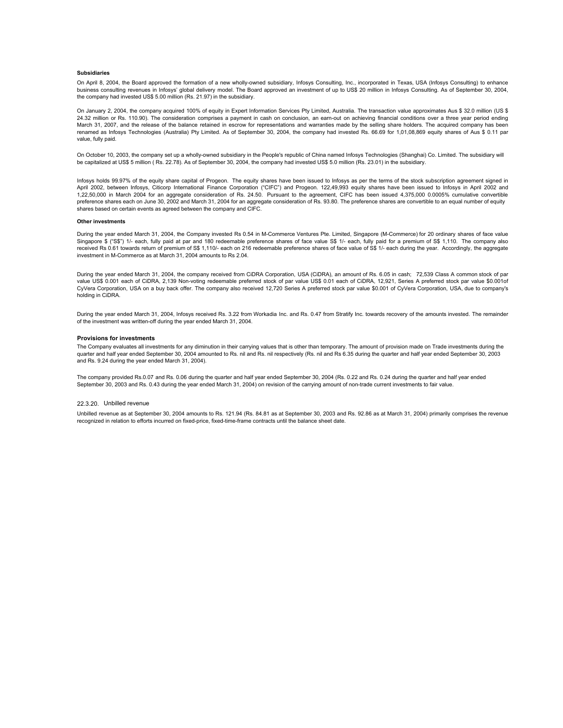**Subsidiaries**

On April 8, 2004, the Board approved the formation of a new wholly-owned subsidiary, Infosys Consulting, Inc., incorporated in Texas, USA (Infosys Consulting) to enhance business consulting revenues in Infosys' global delivery model. The Board approved an investment of up to US$ 20 million in Infosys Consulting. As of September 30, 2004, the company had invested US$ 5.00 million (Rs. 21.97) in the subsidiary.

On January 2, 2004, the company acquired 100% of equity in Expert Information Services Pty Limited, Australia. The transaction value approximates Aus $ 32.0 million (US $ 24.32 million or Rs. 110.90). The consideration comprises a payment in cash on conclusion, an earn-out on achieving financial conditions over a three year period ending March 31, 2007, and the release of the balance retained in escrow for representations and warranties made by the selling share holders. The acquired company has been renamed as Infosys Technologies (Australia) Pty Limited. As of September 30, 2004, the company had invested Rs. 66.69 for 1,01,08,869 equity shares of Aus $ 0.11 par value, fully paid.

On October 10, 2003, the company set up a wholly-owned subsidiary in the People's republic of China named Infosys Technologies (Shanghai) Co. Limited. The subsidiary will be capitalized at US$ 5 million ( Rs. 22.78). As of September 30, 2004, the company had invested US$ 5.0 million (Rs. 23.01) in the subsidiary.

Infosys holds 99.97% of the equity share capital of Progeon. The equity shares have been issued to Infosys as per the terms of the stock subscription agreement signed in April 2002, between Infosys, Citicorp International Finance Corporation ("CIFC") and Progeon. 122,49,993 equity shares have been issued to Infosys in April 2002 and 1,22,50,000 in March 2004 for an aggregate consideration of Rs. 24.50. Pursuant to the agreement, CIFC has been issued 4,375,000 0.0005% cumulative convertible preference shares each on June 30, 2002 and March 31, 2004 for an aggregate consideration of Rs. 93.80. The preference shares are convertible to an equal number of equity shares based on certain events as agreed between the company and CIFC.

**Other investments**

During the year ended March 31, 2004, the Company invested Rs 0.54 in M-Commerce Ventures Pte. Limited, Singapore (M-Commerce) for 20 ordinary shares of face value Singapore $ ("S$") 1/- each, fully paid at par and 180 redeemable preference shares of face value S$ 1/- each, fully paid for a premium of S$ 1,110. The company also received Rs 0.61 towards return of premium of S$ 1,110/- each on 216 redeemable preference shares of face value of S$ 1/- each during the year. Accordingly, the aggregate investment in M-Commerce as at March 31, 2004 amounts to Rs 2.04.

During the year ended March 31, 2004, the company received from CiDRA Corporation, USA (CiDRA), an amount of Rs. 6.05 in cash; 72,539 Class A common stock of par value US$ 0.001 each of CiDRA, 2,139 Non-voting redeemable preferred stock of par value US$ 0.01 each of CiDRA, 12,921, Series A preferred stock par value $0.001of CyVera Corporation, USA on a buy back offer. The company also received 12,720 Series A preferred stock par value $0.001 of CyVera Corporation, USA, due to company's holding in CiDRA.

During the year ended March 31, 2004, Infosys received Rs. 3.22 from Workadia Inc. and Rs. 0.47 from Stratify Inc. towards recovery of the amounts invested. The remainder of the investment was written-off during the year ended March 31, 2004.

**Provisions for investments**

The Company evaluates all investments for any diminution in their carrying values that is other than temporary. The amount of provision made on Trade investments during the quarter and half year ended September 30, 2004 amounted to Rs. nil and Rs. nil respectively (Rs. nil and Rs 6.35 during the quarter and half year ended September 30, 2003 and Rs. 9.24 during the year ended March 31, 2004).

The company provided Rs.0.07 and Rs. 0.06 during the quarter and half year ended September 30, 2004 (Rs. 0.22 and Rs. 0.24 during the quarter and half year ended September 30, 2003 and Rs. 0.43 during the year ended March 31, 2004) on revision of the carrying amount of non-trade current investments to fair value.

22.3.20. Unbilled revenue

Unbilled revenue as at September 30, 2004 amounts to Rs. 121.94 (Rs. 84.81 as at September 30, 2003 and Rs. 92.86 as at March 31, 2004) primarily comprises the revenue recognized in relation to efforts incurred on fixed-price, fixed-time-frame contracts until the balance sheet date.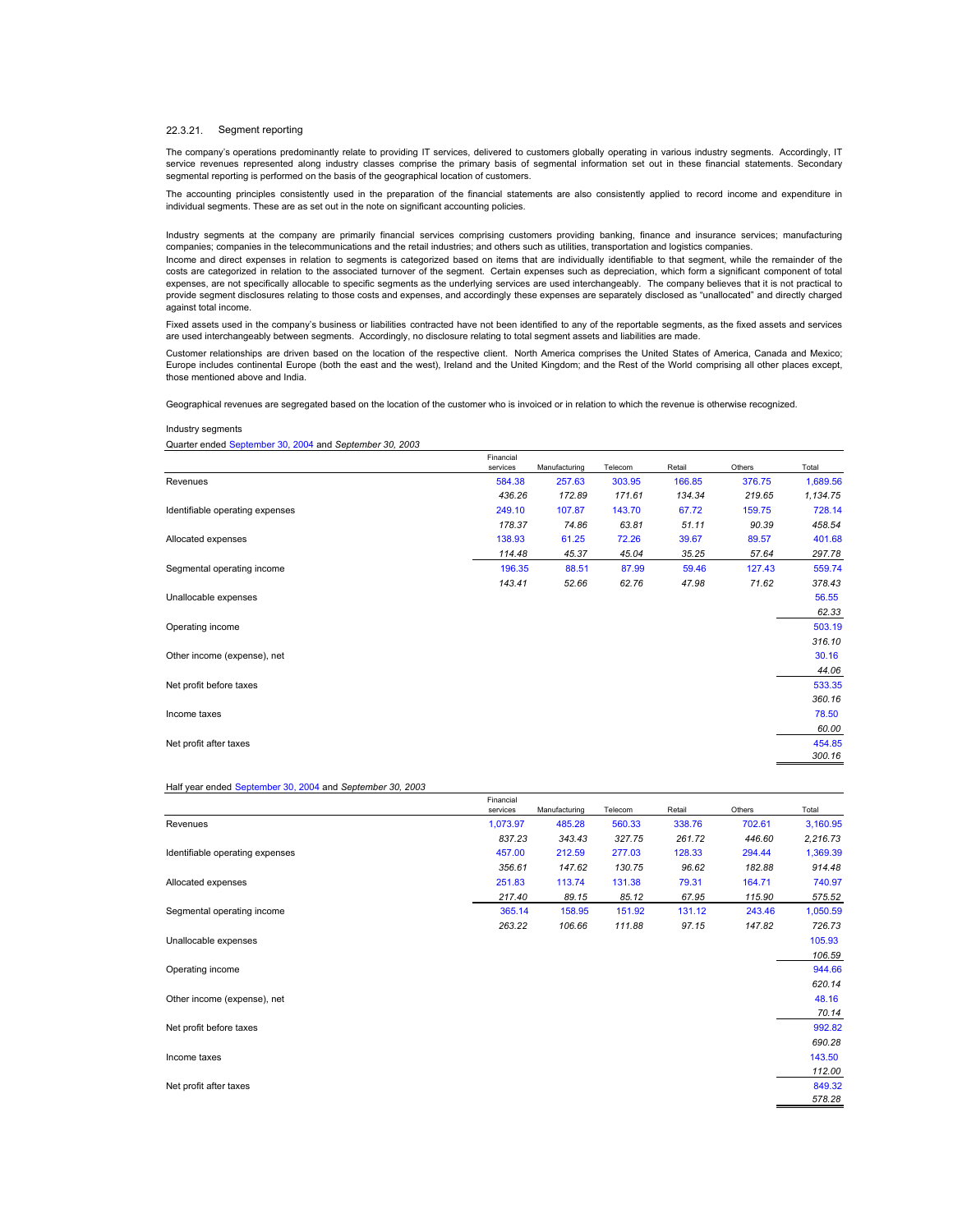### 22.3.21. Segment reporting

The company's operations predominantly relate to providing IT services, delivered to customers globally operating in various industry segments. Accordingly, IT service revenues represented along industry classes comprise the primary basis of segmental information set out in these financial statements. Secondary segmental reporting is performed on the basis of the geographical location of customers.

The accounting principles consistently used in the preparation of the financial statements are also consistently applied to record income and expenditure in individual segments. These are as set out in the note on significant accounting policies.

Industry segments at the company are primarily financial services comprising customers providing banking, finance and insurance services; manufacturing companies; companies in the telecommunications and the retail industries; and others such as utilities, transportation and logistics companies.

Income and direct expenses in relation to segments is categorized based on items that are individually identifiable to that segment, while the remainder of the costs are categorized in relation to the associated turnover of the segment. Certain expenses such as depreciation, which form a significant component of total expenses, are not specifically allocable to specific segments as the underlying services are used interchangeably. The company believes that it is not practical to provide segment disclosures relating to those costs and expenses, and accordingly these expenses are separately disclosed as "unallocated" and directly charged against total income.

Fixed assets used in the company's business or liabilities contracted have not been identified to any of the reportable segments, as the fixed assets and services are used interchangeably between segments. Accordingly, no disclosure relating to total segment assets and liabilities are made.

Customer relationships are driven based on the location of the respective client. North America comprises the United States of America, Canada and Mexico; Europe includes continental Europe (both the east and the west), Ireland and the United Kingdom; and the Rest of the World comprising all other places except, those mentioned above and India.

Geographical revenues are segregated based on the location of the customer who is invoiced or in relation to which the revenue is otherwise recognized.

Industry segments

Quarter ended September 30, 2004 and *September 30, 2003*

| | Financial services | Manufacturing | Telecom | Retail | Others | Total |
|---|---|---|---|---|---|---|
| Revenues | 584.38 | 257.63 | 303.95 | 166.85 | 376.75 | 1,689.56 |
| | *436.26* | *172.89* | *171.61* | *134.34* | *219.65* | *1,134.75* |
| Identifiable operating expenses | 249.10 | 107.87 | 143.70 | 67.72 | 159.75 | 728.14 |
| | *178.37* | *74.86* | *63.81* | *51.11* | *90.39* | *458.54* |
| Allocated expenses | 138.93 | 61.25 | 72.26 | 39.67 | 89.57 | 401.68 |
| | *114.48* | *45.37* | *45.04* | *35.25* | *57.64* | *297.78* |
| Segmental operating income | 196.35 | 88.51 | 87.99 | 59.46 | 127.43 | 559.74 |
| | *143.41* | *52.66* | *62.76* | *47.98* | *71.62* | *378.43* |
| Unallocable expenses | | | | | | 56.55 |
| | | | | | | *62.33* |
| Operating income | | | | | | 503.19 |
| | | | | | | *316.10* |
| Other income (expense), net | | | | | | 30.16 |
| | | | | | | *44.06* |
| Net profit before taxes | | | | | | 533.35 |
| | | | | | | *360.16* |
| Income taxes | | | | | | 78.50 |
| | | | | | | *60.00* |
| Net profit after taxes | | | | | | 454.85 |
| | | | | | | *300.16* |

Half year ended September 30, 2004 and *September 30, 2003*

| | Financial services | Manufacturing | Telecom | Retail | Others | Total |
|---|---|---|---|---|---|---|
| Revenues | 1,073.97 | 485.28 | 560.33 | 338.76 | 702.61 | 3,160.95 |
| | *837.23* | *343.43* | *327.75* | *261.72* | *446.60* | *2,216.73* |
| Identifiable operating expenses | 457.00 | 212.59 | 277.03 | 128.33 | 294.44 | 1,369.39 |
| | *356.61* | *147.62* | *130.75* | *96.62* | *182.88* | *914.48* |
| Allocated expenses | 251.83 | 113.74 | 131.38 | 79.31 | 164.71 | 740.97 |
| | *217.40* | *89.15* | *85.12* | *67.95* | *115.90* | *575.52* |
| Segmental operating income | 365.14 | 158.95 | 151.92 | 131.12 | 243.46 | 1,050.59 |
| | *263.22* | *106.66* | *111.88* | *97.15* | *147.82* | *726.73* |
| Unallocable expenses | | | | | | 105.93 |
| | | | | | | *106.59* |
| Operating income | | | | | | 944.66 |
| | | | | | | *620.14* |
| Other income (expense), net | | | | | | 48.16 |
| | | | | | | *70.14* |
| Net profit before taxes | | | | | | 992.82 |
| | | | | | | *690.28* |
| Income taxes | | | | | | 143.50 |
| | | | | | | *112.00* |
| Net profit after taxes | | | | | | 849.32 |
| | | | | | | *578.28* |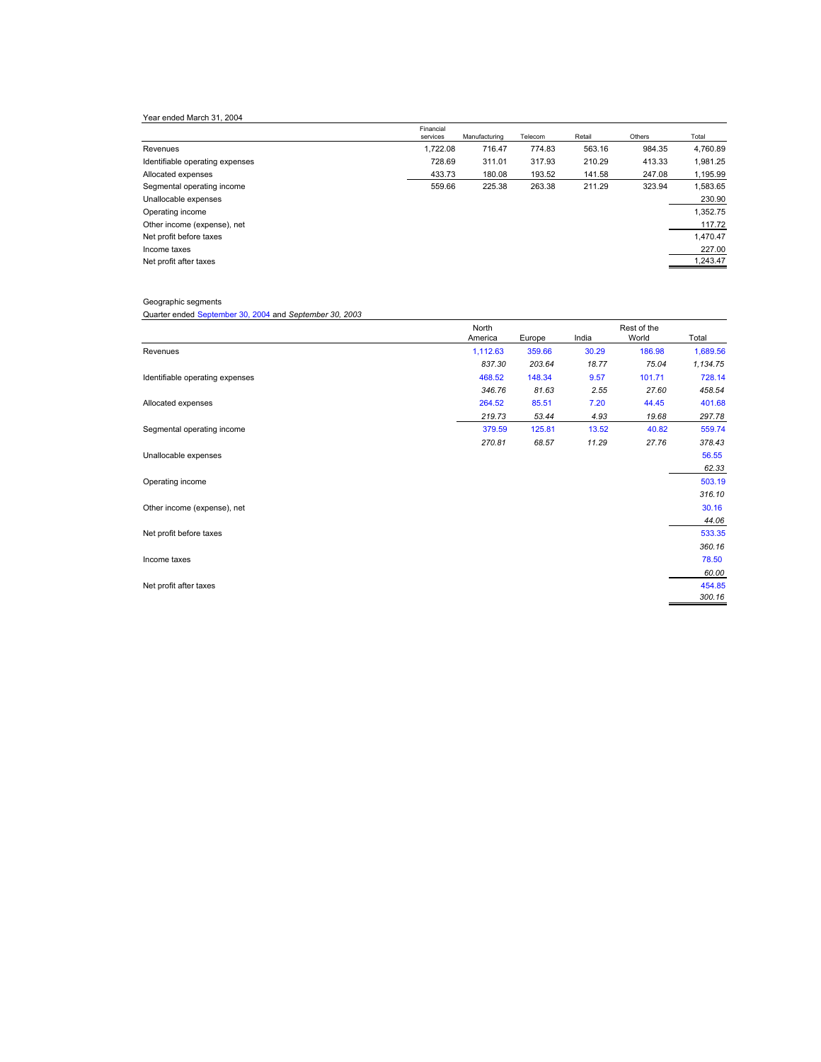Year ended March 31, 2004

| | Financial services | Manufacturing | Telecom | Retail | Others | Total |
|---|---|---|---|---|---|---|
| Revenues | 1,722.08 | 716.47 | 774.83 | 563.16 | 984.35 | 4,760.89 |
| Identifiable operating expenses | 728.69 | 311.01 | 317.93 | 210.29 | 413.33 | 1,981.25 |
| Allocated expenses | 433.73 | 180.08 | 193.52 | 141.58 | 247.08 | 1,195.99 |
| Segmental operating income | 559.66 | 225.38 | 263.38 | 211.29 | 323.94 | 1,583.65 |
| Unallocable expenses | | | | | | 230.90 |
| Operating income | | | | | | 1,352.75 |
| Other income (expense), net | | | | | | 117.72 |
| Net profit before taxes | | | | | | 1,470.47 |
| Income taxes | | | | | | 227.00 |
| Net profit after taxes | | | | | | 1,243.47 |

Geographic segments

Quarter ended September 30, 2004 and *September 30, 2003*

| | North America | Europe | India | Rest of the World | Total |
|---|---|---|---|---|---|
| Revenues | 1,112.63 | 359.66 | 30.29 | 186.98 | 1,689.56 |
| | *837.30* | *203.64* | *18.77* | *75.04* | *1,134.75* |
| Identifiable operating expenses | 468.52 | 148.34 | 9.57 | 101.71 | 728.14 |
| | *346.76* | *81.63* | *2.55* | *27.60* | *458.54* |
| Allocated expenses | 264.52 | 85.51 | 7.20 | 44.45 | 401.68 |
| | *219.73* | *53.44* | *4.93* | *19.68* | *297.78* |
| Segmental operating income | 379.59 | 125.81 | 13.52 | 40.82 | 559.74 |
| | *270.81* | *68.57* | *11.29* | *27.76* | *378.43* |
| Unallocable expenses | | | | | 56.55 |
| | | | | | *62.33* |
| Operating income | | | | | 503.19 |
| | | | | | *316.10* |
| Other income (expense), net | | | | | 30.16 |
| | | | | | *44.06* |
| Net profit before taxes | | | | | 533.35 |
| | | | | | *360.16* |
| Income taxes | | | | | 78.50 |
| | | | | | *60.00* |
| Net profit after taxes | | | | | 454.85 |
| | | | | | *300.16* |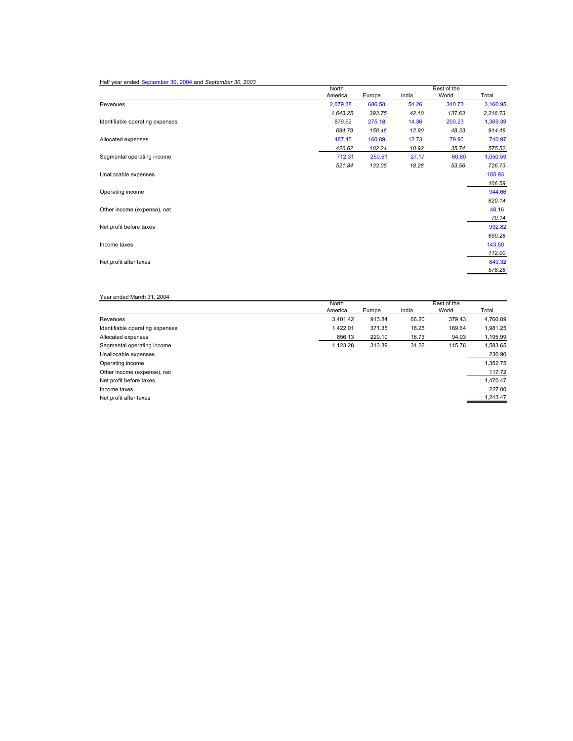Half year ended September 30, 2004 and *September 30, 2003*

| | North America | Europe | India | Rest of the World | Total |
|---|---|---|---|---|---|
| Revenues | 2,079.38 | 686.58 | 54.26 | 340.73 | 3,160.95 |
| | *1,643.25* | *393.75* | *42.10* | *137.63* | *2,216.73* |
| Identifiable operating expenses | 879.62 | 275.18 | 14.36 | 200.23 | 1,369.39 |
| | *694.79* | *158.46* | *12.90* | *48.33* | *914.48* |
| Allocated expenses | 487.45 | 160.89 | 12.73 | 79.90 | 740.97 |
| | *426.62* | *102.24* | *10.92* | *35.74* | *575.52* |
| Segmental operating income | 712.31 | 250.51 | 27.17 | 60.60 | 1,050.59 |
| | *521.84* | *133.05* | *18.28* | *53.56* | *726.73* |
| Unallocable expenses | | | | | 105.93 |
| | | | | | *106.59* |
| Operating income | | | | | 944.66 |
| | | | | | *620.14* |
| Other income (expense), net | | | | | 48.16 |
| | | | | | *70.14* |
| Net profit before taxes | | | | | 992.82 |
| | | | | | *690.28* |
| Income taxes | | | | | 143.50 |
| | | | | | *112.00* |
| Net profit after taxes | | | | | 849.32 |
| | | | | | *578.28* |

Year ended March 31, 2004

| | North America | Europe | India | Rest of the World | Total |
|---|---|---|---|---|---|
| Revenues | 3,401.42 | 913.84 | 66.20 | 379.43 | 4,760.89 |
| Identifiable operating expenses | 1,422.01 | 371.35 | 18.25 | 169.64 | 1,981.25 |
| Allocated expenses | 856.13 | 229.10 | 16.73 | 94.03 | 1,195.99 |
| Segmental operating income | 1,123.28 | 313.39 | 31.22 | 115.76 | 1,583.65 |
| Unallocable expenses | | | | | 230.90 |
| Operating income | | | | | 1,352.75 |
| Other income (expense), net | | | | | 117.72 |
| Net profit before taxes | | | | | 1,470.47 |
| Income taxes | | | | | 227.00 |
| Net profit after taxes | | | | | 1,243.47 |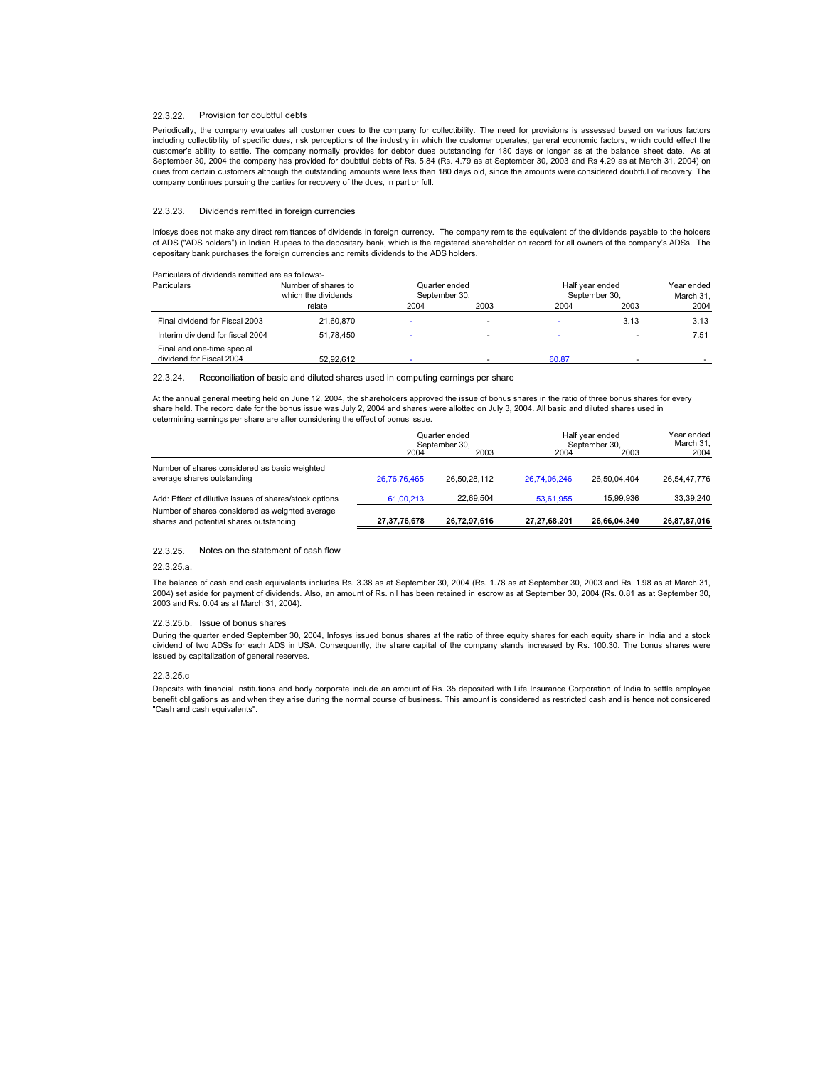### 22.3.22. Provision for doubtful debts

Periodically, the company evaluates all customer dues to the company for collectibility. The need for provisions is assessed based on various factors including collectibility of specific dues, risk perceptions of the industry in which the customer operates, general economic factors, which could effect the customer's ability to settle. The company normally provides for debtor dues outstanding for 180 days or longer as at the balance sheet date. As at September 30, 2004 the company has provided for doubtful debts of Rs. 5.84 (Rs. 4.79 as at September 30, 2003 and Rs 4.29 as at March 31, 2004) on dues from certain customers although the outstanding amounts were less than 180 days old, since the amounts were considered doubtful of recovery. The company continues pursuing the parties for recovery of the dues, in part or full.

### 22.3.23. Dividends remitted in foreign currencies

Infosys does not make any direct remittances of dividends in foreign currency. The company remits the equivalent of the dividends payable to the holders of ADS ("ADS holders") in Indian Rupees to the depositary bank, which is the registered shareholder on record for all owners of the company's ADSs. The depositary bank purchases the foreign currencies and remits dividends to the ADS holders.

Particulars of dividends remitted are as follows:-

| Particulars | Number of shares to which the dividends relate | Quarter ended September 30, 2004 | Quarter ended September 30, 2003 | Half year ended September 30, 2004 | Half year ended September 30, 2003 | Year ended March 31, 2004 |
|---|---|---|---|---|---|---|
| Final dividend for Fiscal 2003 | 21,60,870 | - | - | - | 3.13 | 3.13 |
| Interim dividend for fiscal 2004 | 51,78,450 | - | - | - | - | 7.51 |
| Final and one-time special dividend for Fiscal 2004 | 52,92,612 | - | - | 60.87 | - | - |

### 22.3.24. Reconciliation of basic and diluted shares used in computing earnings per share

At the annual general meeting held on June 12, 2004, the shareholders approved the issue of bonus shares in the ratio of three bonus shares for every share held. The record date for the bonus issue was July 2, 2004 and shares were allotted on July 3, 2004. All basic and diluted shares used in determining earnings per share are after considering the effect of bonus issue.

| | Quarter ended September 30, 2004 | Quarter ended September 30, 2003 | Half year ended September 30, 2004 | Half year ended September 30, 2003 | Year ended March 31, 2004 |
|---|---|---|---|---|---|
| Number of shares considered as basic weighted average shares outstanding | 26,76,76,465 | 26,50,28,112 | 26,74,06,246 | 26,50,04,404 | 26,54,47,776 |
| Add: Effect of dilutive issues of shares/stock options | 61,00,213 | 22,69,504 | 53,61,955 | 15,99,936 | 33,39,240 |
| Number of shares considered as weighted average shares and potential shares outstanding | **27,37,76,678** | **26,72,97,616** | **27,27,68,201** | **26,66,04,340** | **26,87,87,016** |

### 22.3.25. Notes on the statement of cash flow

#### 22.3.25.a.

The balance of cash and cash equivalents includes Rs. 3.38 as at September 30, 2004 (Rs. 1.78 as at September 30, 2003 and Rs. 1.98 as at March 31, 2004) set aside for payment of dividends. Also, an amount of Rs. nil has been retained in escrow as at September 30, 2004 (Rs. 0.81 as at September 30, 2003 and Rs. 0.04 as at March 31, 2004).

#### 22.3.25.b. Issue of bonus shares

During the quarter ended September 30, 2004, Infosys issued bonus shares at the ratio of three equity shares for each equity share in India and a stock dividend of two ADSs for each ADS in USA. Consequently, the share capital of the company stands increased by Rs. 100.30. The bonus shares were issued by capitalization of general reserves.

#### 22.3.25.c

Deposits with financial institutions and body corporate include an amount of Rs. 35 deposited with Life Insurance Corporation of India to settle employee benefit obligations as and when they arise during the normal course of business. This amount is considered as restricted cash and is hence not considered "Cash and cash equivalents".